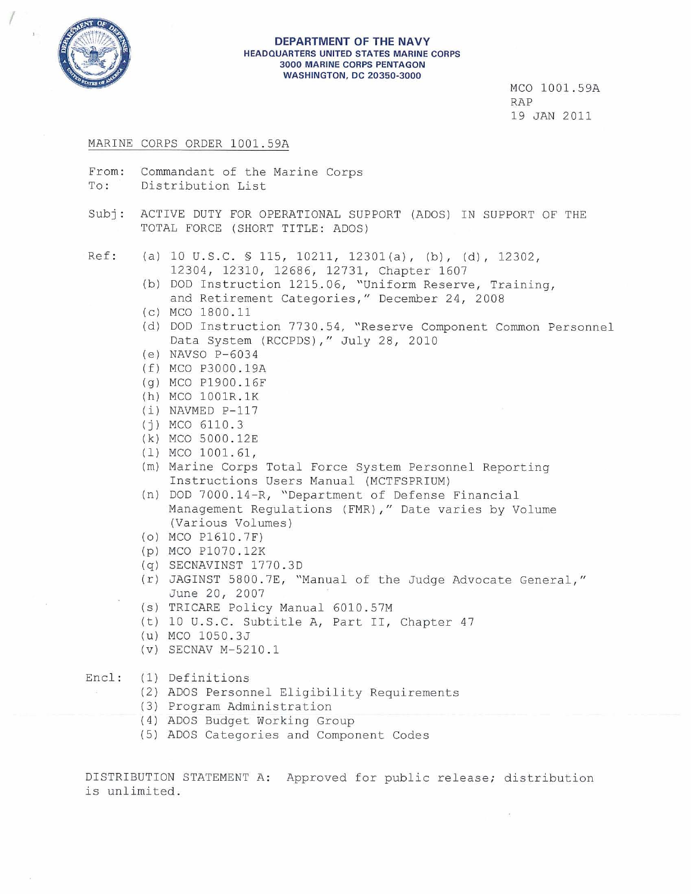**DEPARTMENT OF THE NAVY**
**HEADQUARTERS UNITED STATES MARINE CORPS**
**3000 MARINE CORPS PENTAGON**
**WASHINGTON, DC 20350-3000**

MCO 1001.59A
RAP
19 JAN 2011

MARINE CORPS ORDER 1001.59A

From: Commandant of the Marine Corps
To: Distribution List

Subj: ACTIVE DUTY FOR OPERATIONAL SUPPORT (ADOS) IN SUPPORT OF THE TOTAL FORCE (SHORT TITLE: ADOS)

Ref:
- (a) 10 U.S.C. § 115, 10211, 12301(a), (b), (d), 12302, 12304, 12310, 12686, 12731, Chapter 1607
- (b) DOD Instruction 1215.06, "Uniform Reserve, Training, and Retirement Categories," December 24, 2008
- (c) MCO 1800.11
- (d) DOD Instruction 7730.54, "Reserve Component Common Personnel Data System (RCCPDS)," July 28, 2010
- (e) NAVSO P-6034
- (f) MCO P3000.19A
- (g) MCO P1900.16F
- (h) MCO 1001R.1K
- (i) NAVMED P-117
- (j) MCO 6110.3
- (k) MCO 5000.12E
- (l) MCO 1001.61,
- (m) Marine Corps Total Force System Personnel Reporting Instructions Users Manual (MCTFSPRIUM)
- (n) DOD 7000.14-R, "Department of Defense Financial Management Regulations (FMR)," Date varies by Volume (Various Volumes)
- (o) MCO P1610.7F)
- (p) MCO P1070.12K
- (q) SECNAVINST 1770.3D
- (r) JAGINST 5800.7E, "Manual of the Judge Advocate General," June 20, 2007
- (s) TRICARE Policy Manual 6010.57M
- (t) 10 U.S.C. Subtitle A, Part II, Chapter 47
- (u) MCO 1050.3J
- (v) SECNAV M-5210.1

Encl:
- (1) Definitions
- (2) ADOS Personnel Eligibility Requirements
- (3) Program Administration
- (4) ADOS Budget Working Group
- (5) ADOS Categories and Component Codes

DISTRIBUTION STATEMENT A: Approved for public release; distribution is unlimited.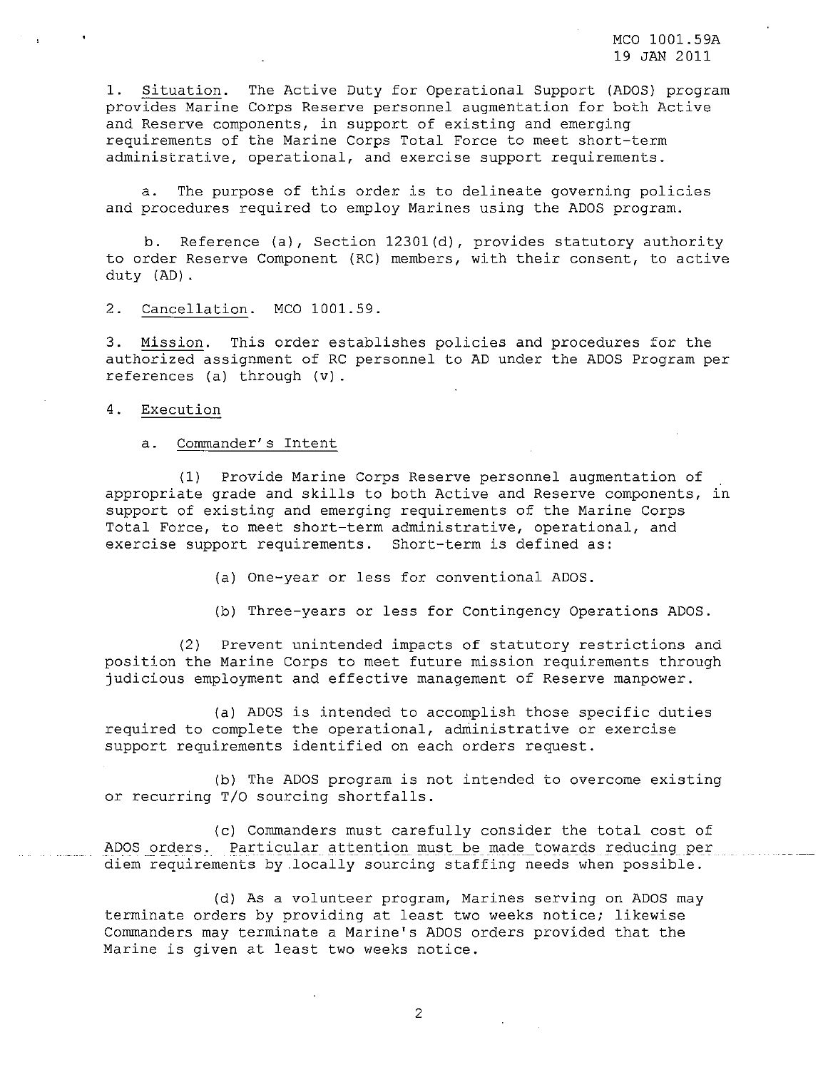1. Situation. The Active Duty for Operational Support (ADOS) program provides Marine Corps Reserve personnel augmentation for both Active and Reserve components, in support of existing and emerging requirements of the Marine Corps Total Force to meet short-term administrative, operational, and exercise support requirements.

   a. The purpose of this order is to delineate governing policies and procedures required to employ Marines using the ADOS program.

   b. Reference (a), Section 12301(d), provides statutory authority to order Reserve Component (RC) members, with their consent, to active duty (AD).

2. Cancellation. MCO 1001.59.

3. Mission. This order establishes policies and procedures for the authorized assignment of RC personnel to AD under the ADOS Program per references (a) through (v).

4. Execution

   a. Commander's Intent

      (1) Provide Marine Corps Reserve personnel augmentation of appropriate grade and skills to both Active and Reserve components, in support of existing and emerging requirements of the Marine Corps Total Force, to meet short-term administrative, operational, and exercise support requirements. Short-term is defined as:

         (a) One-year or less for conventional ADOS.

         (b) Three-years or less for Contingency Operations ADOS.

      (2) Prevent unintended impacts of statutory restrictions and position the Marine Corps to meet future mission requirements through judicious employment and effective management of Reserve manpower.

         (a) ADOS is intended to accomplish those specific duties required to complete the operational, administrative or exercise support requirements identified on each orders request.

         (b) The ADOS program is not intended to overcome existing or recurring T/O sourcing shortfalls.

         (c) Commanders must carefully consider the total cost of ADOS orders. Particular attention must be made towards reducing per diem requirements by locally sourcing staffing needs when possible.

         (d) As a volunteer program, Marines serving on ADOS may terminate orders by providing at least two weeks notice; likewise Commanders may terminate a Marine's ADOS orders provided that the Marine is given at least two weeks notice.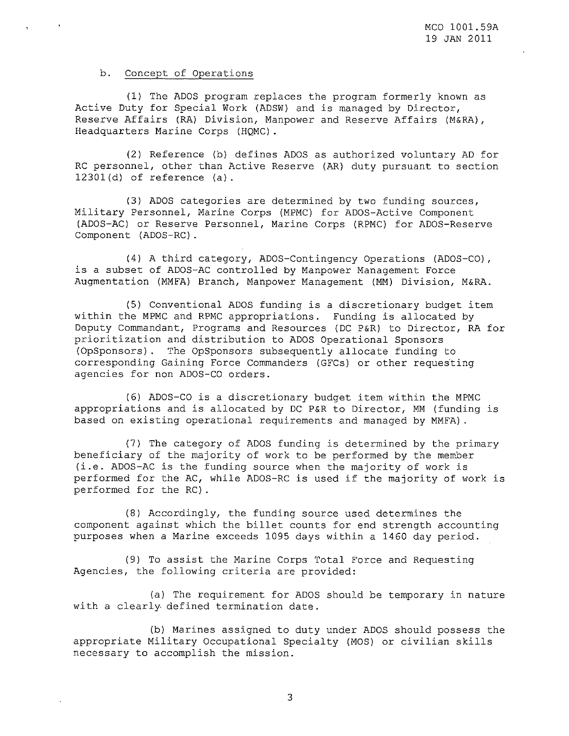b. Concept of Operations

(1) The ADOS program replaces the program formerly known as Active Duty for Special Work (ADSW) and is managed by Director, Reserve Affairs (RA) Division, Manpower and Reserve Affairs (M&RA), Headquarters Marine Corps (HQMC).

(2) Reference (b) defines ADOS as authorized voluntary AD for RC personnel, other than Active Reserve (AR) duty pursuant to section 12301(d) of reference (a).

(3) ADOS categories are determined by two funding sources, Military Personnel, Marine Corps (MPMC) for ADOS-Active Component (ADOS-AC) or Reserve Personnel, Marine Corps (RPMC) for ADOS-Reserve Component (ADOS-RC).

(4) A third category, ADOS-Contingency Operations (ADOS-CO), is a subset of ADOS-AC controlled by Manpower Management Force Augmentation (MMFA) Branch, Manpower Management (MM) Division, M&RA.

(5) Conventional ADOS funding is a discretionary budget item within the MPMC and RPMC appropriations. Funding is allocated by Deputy Commandant, Programs and Resources (DC P&R) to Director, RA for prioritization and distribution to ADOS Operational Sponsors (OpSponsors). The OpSponsors subsequently allocate funding to corresponding Gaining Force Commanders (GFCs) or other requesting agencies for non ADOS-CO orders.

(6) ADOS-CO is a discretionary budget item within the MPMC appropriations and is allocated by DC P&R to Director, MM (funding is based on existing operational requirements and managed by MMFA).

(7) The category of ADOS funding is determined by the primary beneficiary of the majority of work to be performed by the member (i.e. ADOS-AC is the funding source when the majority of work is performed for the AC, while ADOS-RC is used if the majority of work is performed for the RC).

(8) Accordingly, the funding source used determines the component against which the billet counts for end strength accounting purposes when a Marine exceeds 1095 days within a 1460 day period.

(9) To assist the Marine Corps Total Force and Requesting Agencies, the following criteria are provided:

(a) The requirement for ADOS should be temporary in nature with a clearly defined termination date.

(b) Marines assigned to duty under ADOS should possess the appropriate Military Occupational Specialty (MOS) or civilian skills necessary to accomplish the mission.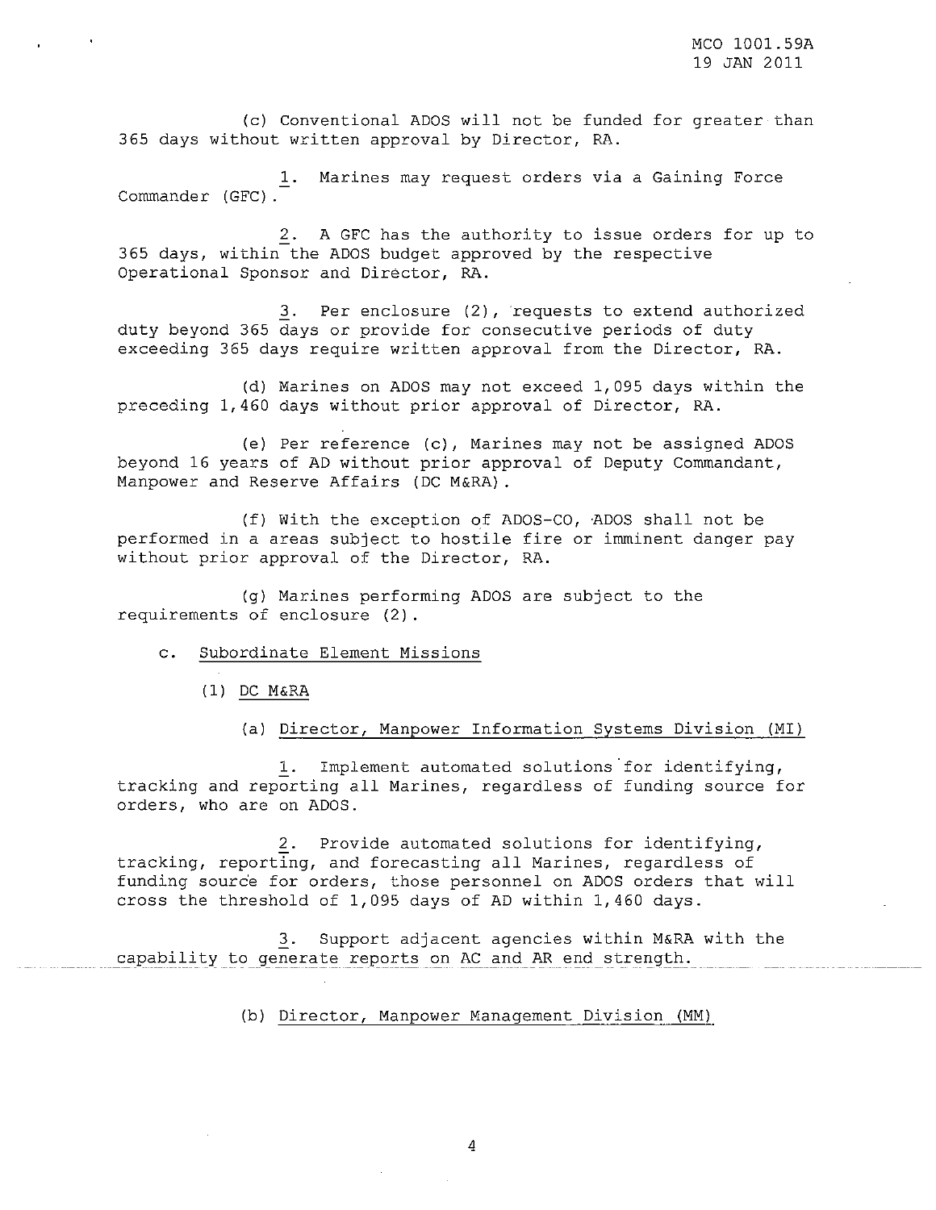(c) Conventional ADOS will not be funded for greater than 365 days without written approval by Director, RA.

1. Marines may request orders via a Gaining Force Commander (GFC).

2. A GFC has the authority to issue orders for up to 365 days, within the ADOS budget approved by the respective Operational Sponsor and Director, RA.

3. Per enclosure (2), requests to extend authorized duty beyond 365 days or provide for consecutive periods of duty exceeding 365 days require written approval from the Director, RA.

(d) Marines on ADOS may not exceed 1,095 days within the preceding 1,460 days without prior approval of Director, RA.

(e) Per reference (c), Marines may not be assigned ADOS beyond 16 years of AD without prior approval of Deputy Commandant, Manpower and Reserve Affairs (DC M&RA).

(f) With the exception of ADOS-CO, ADOS shall not be performed in a areas subject to hostile fire or imminent danger pay without prior approval of the Director, RA.

(g) Marines performing ADOS are subject to the requirements of enclosure (2).

c. Subordinate Element Missions

(1) DC M&RA

(a) Director, Manpower Information Systems Division (MI)

1. Implement automated solutions for identifying, tracking and reporting all Marines, regardless of funding source for orders, who are on ADOS.

2. Provide automated solutions for identifying, tracking, reporting, and forecasting all Marines, regardless of funding source for orders, those personnel on ADOS orders that will cross the threshold of 1,095 days of AD within 1,460 days.

3. Support adjacent agencies within M&RA with the capability to generate reports on AC and AR end strength.

(b) Director, Manpower Management Division (MM)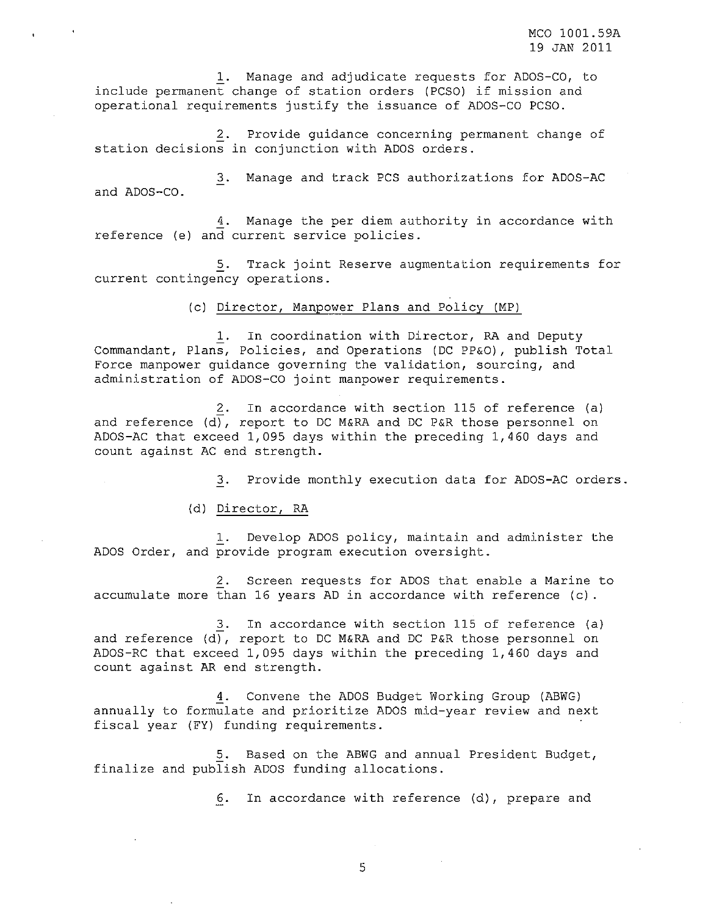1. Manage and adjudicate requests for ADOS-CO, to include permanent change of station orders (PCSO) if mission and operational requirements justify the issuance of ADOS-CO PCSO.

2. Provide guidance concerning permanent change of station decisions in conjunction with ADOS orders.

3. Manage and track PCS authorizations for ADOS-AC and ADOS-CO.

4. Manage the per diem authority in accordance with reference (e) and current service policies.

5. Track joint Reserve augmentation requirements for current contingency operations.

(c) Director, Manpower Plans and Policy (MP)

1. In coordination with Director, RA and Deputy Commandant, Plans, Policies, and Operations (DC PP&O), publish Total Force manpower guidance governing the validation, sourcing, and administration of ADOS-CO joint manpower requirements.

2. In accordance with section 115 of reference (a) and reference (d), report to DC M&RA and DC P&R those personnel on ADOS-AC that exceed 1,095 days within the preceding 1,460 days and count against AC end strength.

3. Provide monthly execution data for ADOS-AC orders.

(d) Director, RA

1. Develop ADOS policy, maintain and administer the ADOS Order, and provide program execution oversight.

2. Screen requests for ADOS that enable a Marine to accumulate more than 16 years AD in accordance with reference (c).

3. In accordance with section 115 of reference (a) and reference (d), report to DC M&RA and DC P&R those personnel on ADOS-RC that exceed 1,095 days within the preceding 1,460 days and count against AR end strength.

4. Convene the ADOS Budget Working Group (ABWG) annually to formulate and prioritize ADOS mid-year review and next fiscal year (FY) funding requirements.

5. Based on the ABWG and annual President Budget, finalize and publish ADOS funding allocations.

6. In accordance with reference (d), prepare and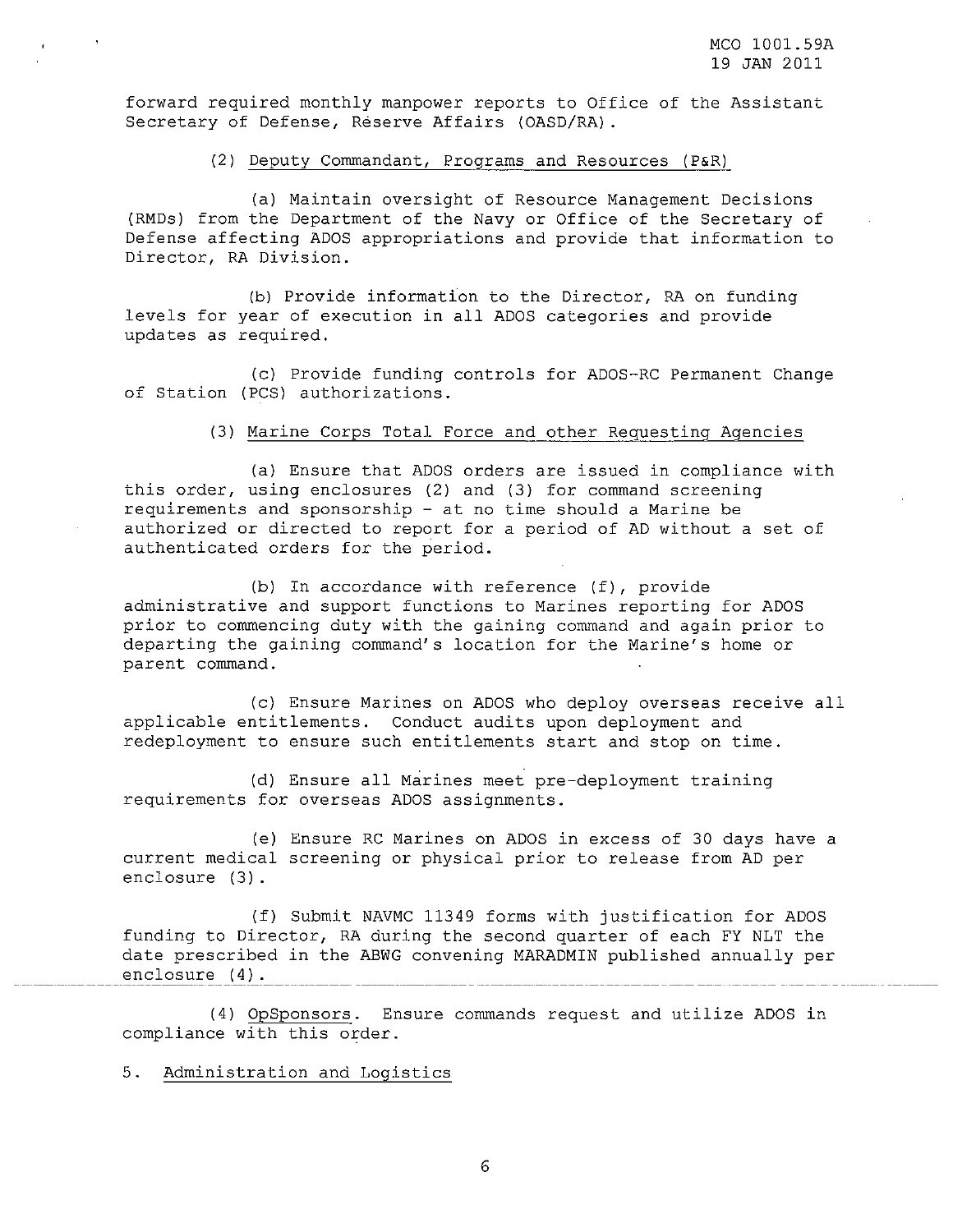forward required monthly manpower reports to Office of the Assistant Secretary of Defense, Reserve Affairs (OASD/RA).

(2) Deputy Commandant, Programs and Resources (P&R)

(a) Maintain oversight of Resource Management Decisions (RMDs) from the Department of the Navy or Office of the Secretary of Defense affecting ADOS appropriations and provide that information to Director, RA Division.

(b) Provide information to the Director, RA on funding levels for year of execution in all ADOS categories and provide updates as required.

(c) Provide funding controls for ADOS-RC Permanent Change of Station (PCS) authorizations.

(3) Marine Corps Total Force and other Requesting Agencies

(a) Ensure that ADOS orders are issued in compliance with this order, using enclosures (2) and (3) for command screening requirements and sponsorship - at no time should a Marine be authorized or directed to report for a period of AD without a set of authenticated orders for the period.

(b) In accordance with reference (f), provide administrative and support functions to Marines reporting for ADOS prior to commencing duty with the gaining command and again prior to departing the gaining command's location for the Marine's home or parent command.

(c) Ensure Marines on ADOS who deploy overseas receive all applicable entitlements. Conduct audits upon deployment and redeployment to ensure such entitlements start and stop on time.

(d) Ensure all Marines meet pre-deployment training requirements for overseas ADOS assignments.

(e) Ensure RC Marines on ADOS in excess of 30 days have a current medical screening or physical prior to release from AD per enclosure (3).

(f) Submit NAVMC 11349 forms with justification for ADOS funding to Director, RA during the second quarter of each FY NLT the date prescribed in the ABWG convening MARADMIN published annually per enclosure (4).

(4) OpSponsors. Ensure commands request and utilize ADOS in compliance with this order.

5. Administration and Logistics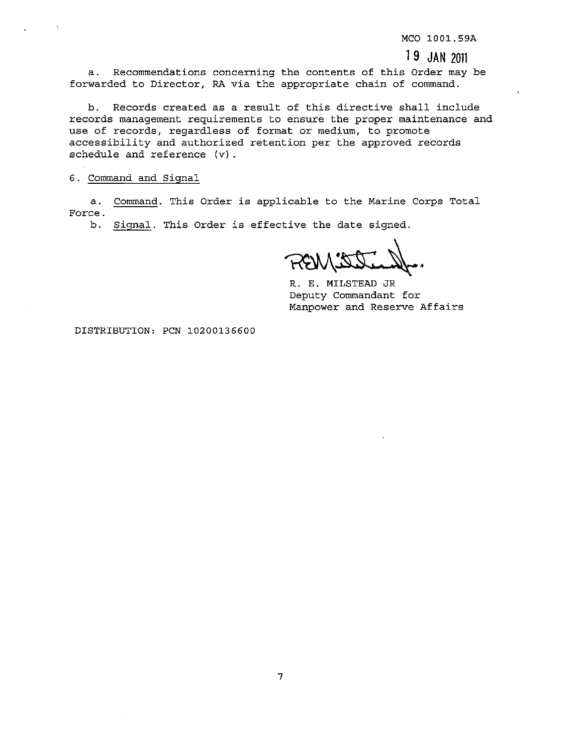a. Recommendations concerning the contents of this Order may be forwarded to Director, RA via the appropriate chain of command.

b. Records created as a result of this directive shall include records management requirements to ensure the proper maintenance and use of records, regardless of format or medium, to promote accessibility and authorized retention per the approved records schedule and reference (v).

6. Command and Signal

a. Command. This Order is applicable to the Marine Corps Total Force.

b. Signal. This Order is effective the date signed.

R. E. MILSTEAD JR
Deputy Commandant for
Manpower and Reserve Affairs

DISTRIBUTION: PCN 10200136600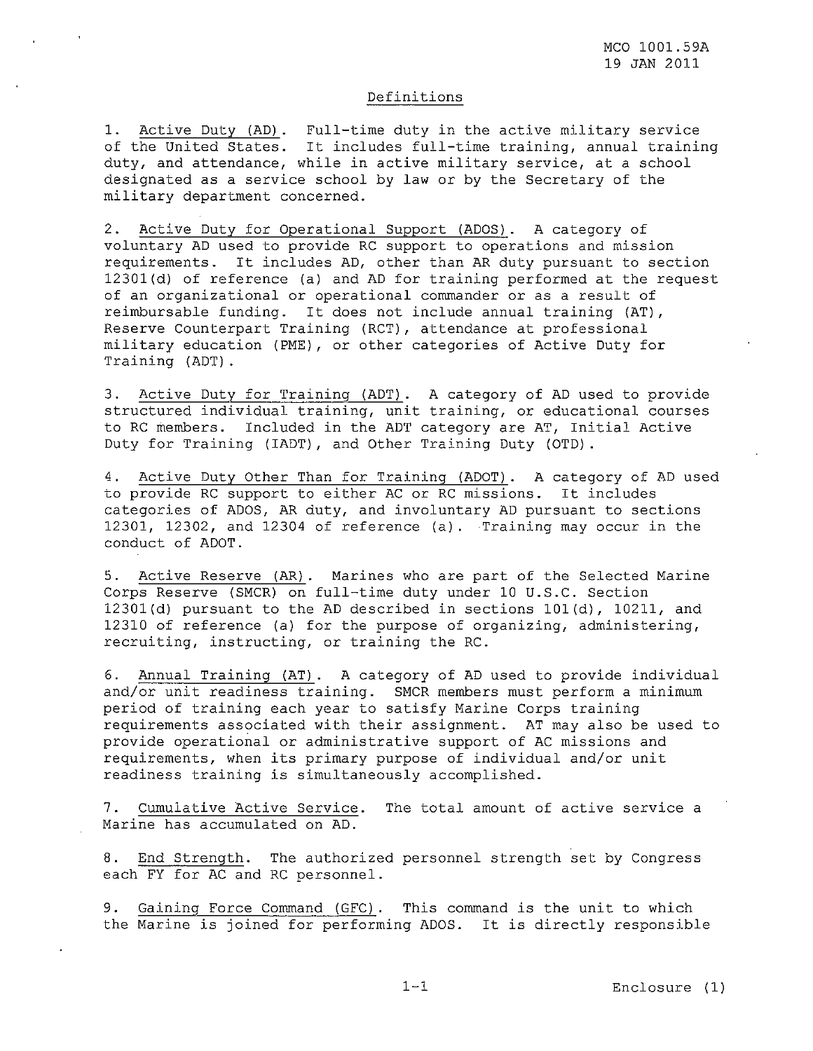## Definitions

1. Active Duty (AD). Full-time duty in the active military service of the United States. It includes full-time training, annual training duty, and attendance, while in active military service, at a school designated as a service school by law or by the Secretary of the military department concerned.

2. Active Duty for Operational Support (ADOS). A category of voluntary AD used to provide RC support to operations and mission requirements. It includes AD, other than AR duty pursuant to section 12301(d) of reference (a) and AD for training performed at the request of an organizational or operational commander or as a result of reimbursable funding. It does not include annual training (AT), Reserve Counterpart Training (RCT), attendance at professional military education (PME), or other categories of Active Duty for Training (ADT).

3. Active Duty for Training (ADT). A category of AD used to provide structured individual training, unit training, or educational courses to RC members. Included in the ADT category are AT, Initial Active Duty for Training (IADT), and Other Training Duty (OTD).

4. Active Duty Other Than for Training (ADOT). A category of AD used to provide RC support to either AC or RC missions. It includes categories of ADOS, AR duty, and involuntary AD pursuant to sections 12301, 12302, and 12304 of reference (a). Training may occur in the conduct of ADOT.

5. Active Reserve (AR). Marines who are part of the Selected Marine Corps Reserve (SMCR) on full-time duty under 10 U.S.C. Section 12301(d) pursuant to the AD described in sections 101(d), 10211, and 12310 of reference (a) for the purpose of organizing, administering, recruiting, instructing, or training the RC.

6. Annual Training (AT). A category of AD used to provide individual and/or unit readiness training. SMCR members must perform a minimum period of training each year to satisfy Marine Corps training requirements associated with their assignment. AT may also be used to provide operational or administrative support of AC missions and requirements, when its primary purpose of individual and/or unit readiness training is simultaneously accomplished.

7. Cumulative Active Service. The total amount of active service a Marine has accumulated on AD.

8. End Strength. The authorized personnel strength set by Congress each FY for AC and RC personnel.

9. Gaining Force Command (GFC). This command is the unit to which the Marine is joined for performing ADOS. It is directly responsible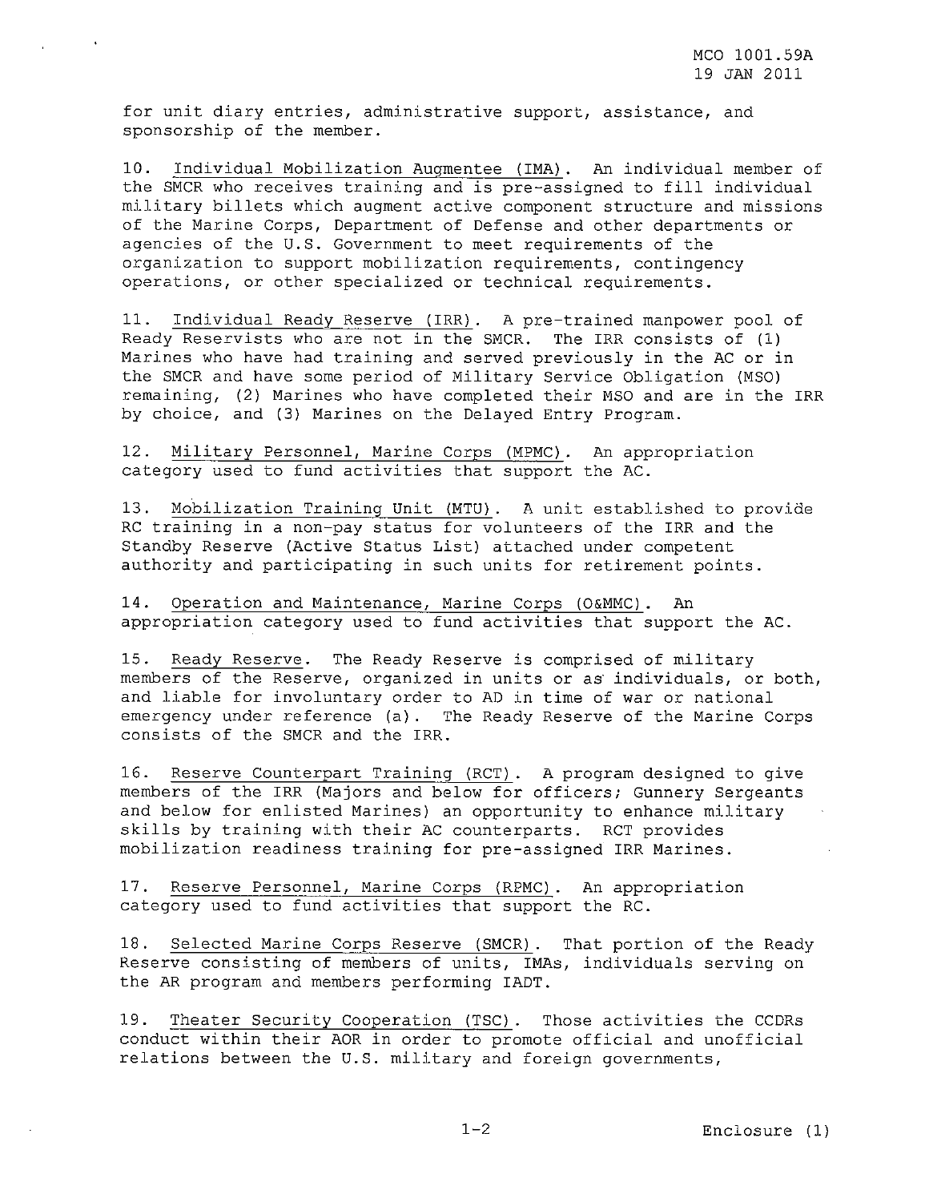for unit diary entries, administrative support, assistance, and sponsorship of the member.

10. Individual Mobilization Augmentee (IMA). An individual member of the SMCR who receives training and is pre-assigned to fill individual military billets which augment active component structure and missions of the Marine Corps, Department of Defense and other departments or agencies of the U.S. Government to meet requirements of the organization to support mobilization requirements, contingency operations, or other specialized or technical requirements.

11. Individual Ready Reserve (IRR). A pre-trained manpower pool of Ready Reservists who are not in the SMCR. The IRR consists of (1) Marines who have had training and served previously in the AC or in the SMCR and have some period of Military Service Obligation (MSO) remaining, (2) Marines who have completed their MSO and are in the IRR by choice, and (3) Marines on the Delayed Entry Program.

12. Military Personnel, Marine Corps (MPMC). An appropriation category used to fund activities that support the AC.

13. Mobilization Training Unit (MTU). A unit established to provide RC training in a non-pay status for volunteers of the IRR and the Standby Reserve (Active Status List) attached under competent authority and participating in such units for retirement points.

14. Operation and Maintenance, Marine Corps (O&MMC). An appropriation category used to fund activities that support the AC.

15. Ready Reserve. The Ready Reserve is comprised of military members of the Reserve, organized in units or as individuals, or both, and liable for involuntary order to AD in time of war or national emergency under reference (a). The Ready Reserve of the Marine Corps consists of the SMCR and the IRR.

16. Reserve Counterpart Training (RCT). A program designed to give members of the IRR (Majors and below for officers; Gunnery Sergeants and below for enlisted Marines) an opportunity to enhance military skills by training with their AC counterparts. RCT provides mobilization readiness training for pre-assigned IRR Marines.

17. Reserve Personnel, Marine Corps (RPMC). An appropriation category used to fund activities that support the RC.

18. Selected Marine Corps Reserve (SMCR). That portion of the Ready Reserve consisting of members of units, IMAs, individuals serving on the AR program and members performing IADT.

19. Theater Security Cooperation (TSC). Those activities the CCDRs conduct within their AOR in order to promote official and unofficial relations between the U.S. military and foreign governments,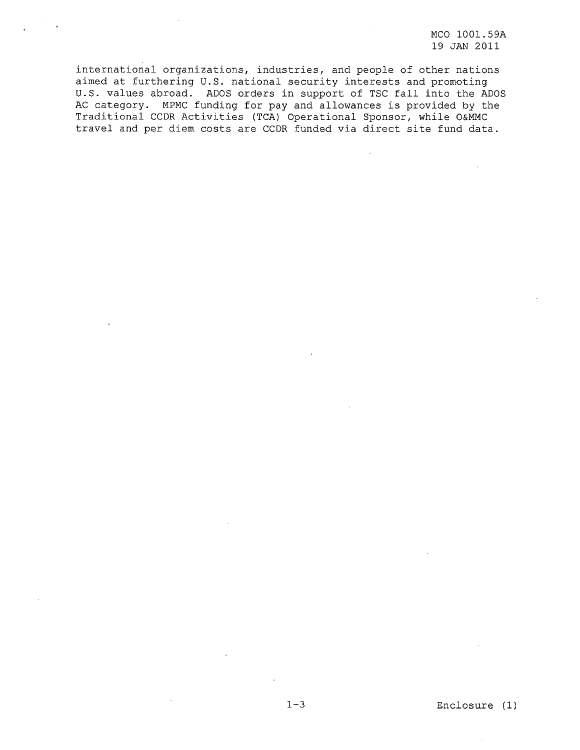international organizations, industries, and people of other nations aimed at furthering U.S. national security interests and promoting U.S. values abroad. ADOS orders in support of TSC fall into the ADOS AC category. MPMC funding for pay and allowances is provided by the Traditional CCDR Activities (TCA) Operational Sponsor, while O&MMC travel and per diem costs are CCDR funded via direct site fund data.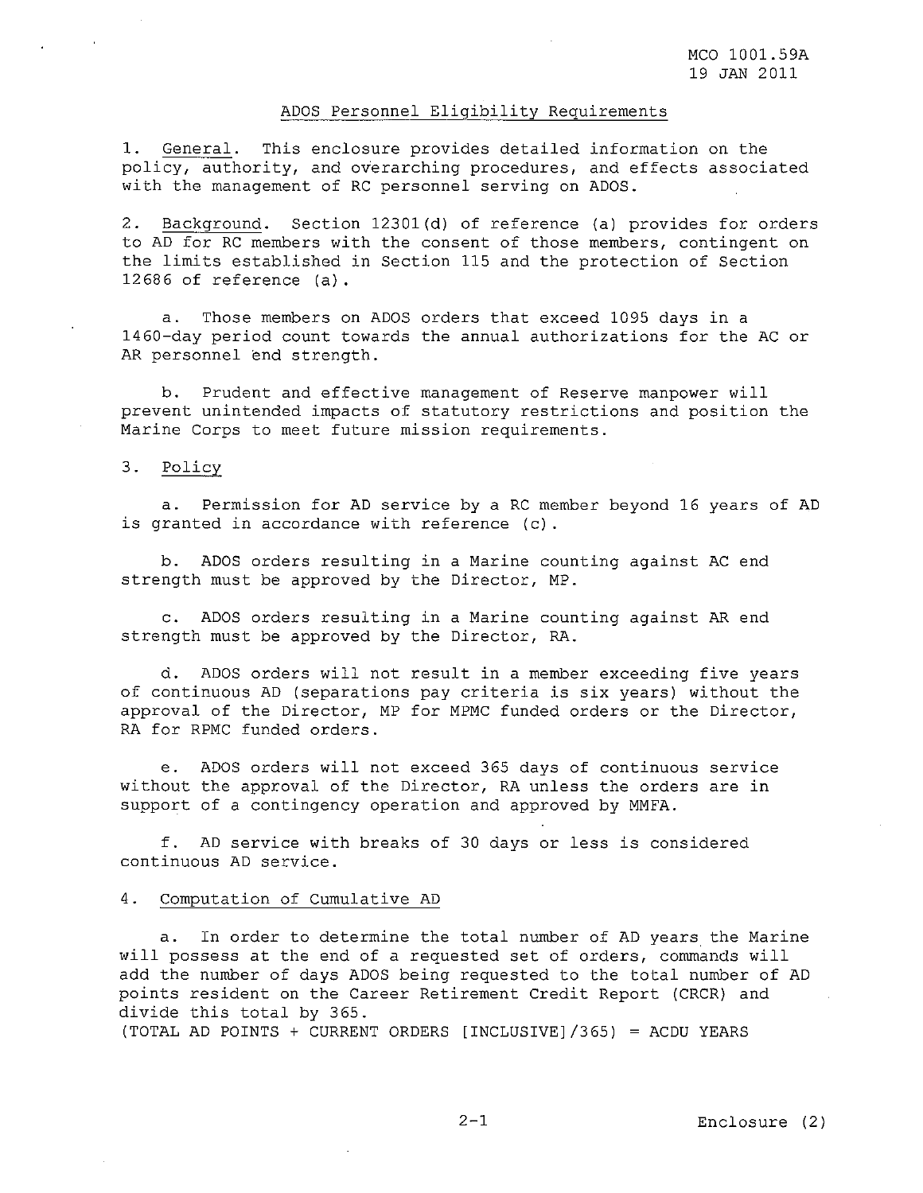## ADOS Personnel Eligibility Requirements

1. General. This enclosure provides detailed information on the policy, authority, and overarching procedures, and effects associated with the management of RC personnel serving on ADOS.

2. Background. Section 12301(d) of reference (a) provides for orders to AD for RC members with the consent of those members, contingent on the limits established in Section 115 and the protection of Section 12686 of reference (a).

   a. Those members on ADOS orders that exceed 1095 days in a 1460-day period count towards the annual authorizations for the AC or AR personnel end strength.

   b. Prudent and effective management of Reserve manpower will prevent unintended impacts of statutory restrictions and position the Marine Corps to meet future mission requirements.

3. Policy

   a. Permission for AD service by a RC member beyond 16 years of AD is granted in accordance with reference (c).

   b. ADOS orders resulting in a Marine counting against AC end strength must be approved by the Director, MP.

   c. ADOS orders resulting in a Marine counting against AR end strength must be approved by the Director, RA.

   d. ADOS orders will not result in a member exceeding five years of continuous AD (separations pay criteria is six years) without the approval of the Director, MP for MPMC funded orders or the Director, RA for RPMC funded orders.

   e. ADOS orders will not exceed 365 days of continuous service without the approval of the Director, RA unless the orders are in support of a contingency operation and approved by MMFA.

   f. AD service with breaks of 30 days or less is considered continuous AD service.

4. Computation of Cumulative AD

   a. In order to determine the total number of AD years the Marine will possess at the end of a requested set of orders, commands will add the number of days ADOS being requested to the total number of AD points resident on the Career Retirement Credit Report (CRCR) and divide this total by 365.
   (TOTAL AD POINTS + CURRENT ORDERS [INCLUSIVE]/365) = ACDU YEARS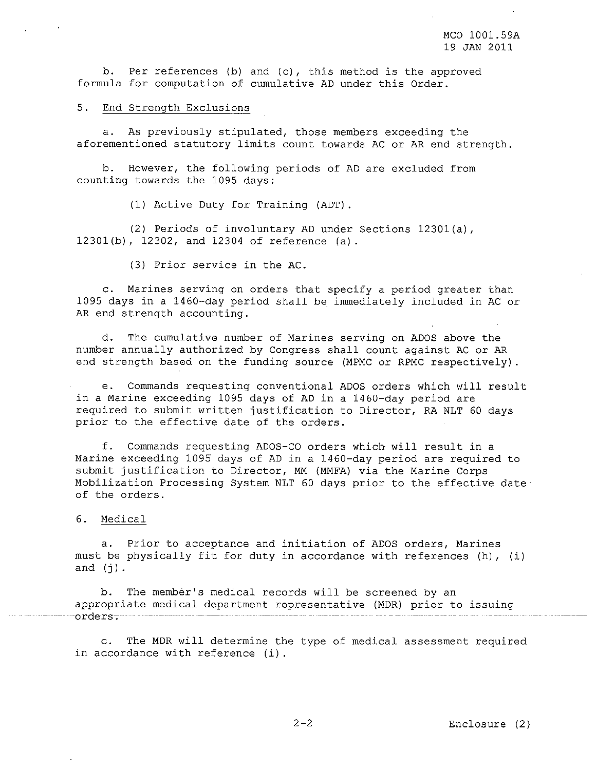b. Per references (b) and (c), this method is the approved formula for computation of cumulative AD under this Order.

5. End Strength Exclusions

a. As previously stipulated, those members exceeding the aforementioned statutory limits count towards AC or AR end strength.

b. However, the following periods of AD are excluded from counting towards the 1095 days:

(1) Active Duty for Training (ADT).

(2) Periods of involuntary AD under Sections 12301(a), 12301(b), 12302, and 12304 of reference (a).

(3) Prior service in the AC.

c. Marines serving on orders that specify a period greater than 1095 days in a 1460-day period shall be immediately included in AC or AR end strength accounting.

d. The cumulative number of Marines serving on ADOS above the number annually authorized by Congress shall count against AC or AR end strength based on the funding source (MPMC or RPMC respectively).

e. Commands requesting conventional ADOS orders which will result in a Marine exceeding 1095 days of AD in a 1460-day period are required to submit written justification to Director, RA NLT 60 days prior to the effective date of the orders.

f. Commands requesting ADOS-CO orders which will result in a Marine exceeding 1095 days of AD in a 1460-day period are required to submit justification to Director, MM (MMFA) via the Marine Corps Mobilization Processing System NLT 60 days prior to the effective date of the orders.

6. Medical

a. Prior to acceptance and initiation of ADOS orders, Marines must be physically fit for duty in accordance with references (h), (i) and (j).

b. The member's medical records will be screened by an appropriate medical department representative (MDR) prior to issuing orders.

c. The MDR will determine the type of medical assessment required in accordance with reference (i).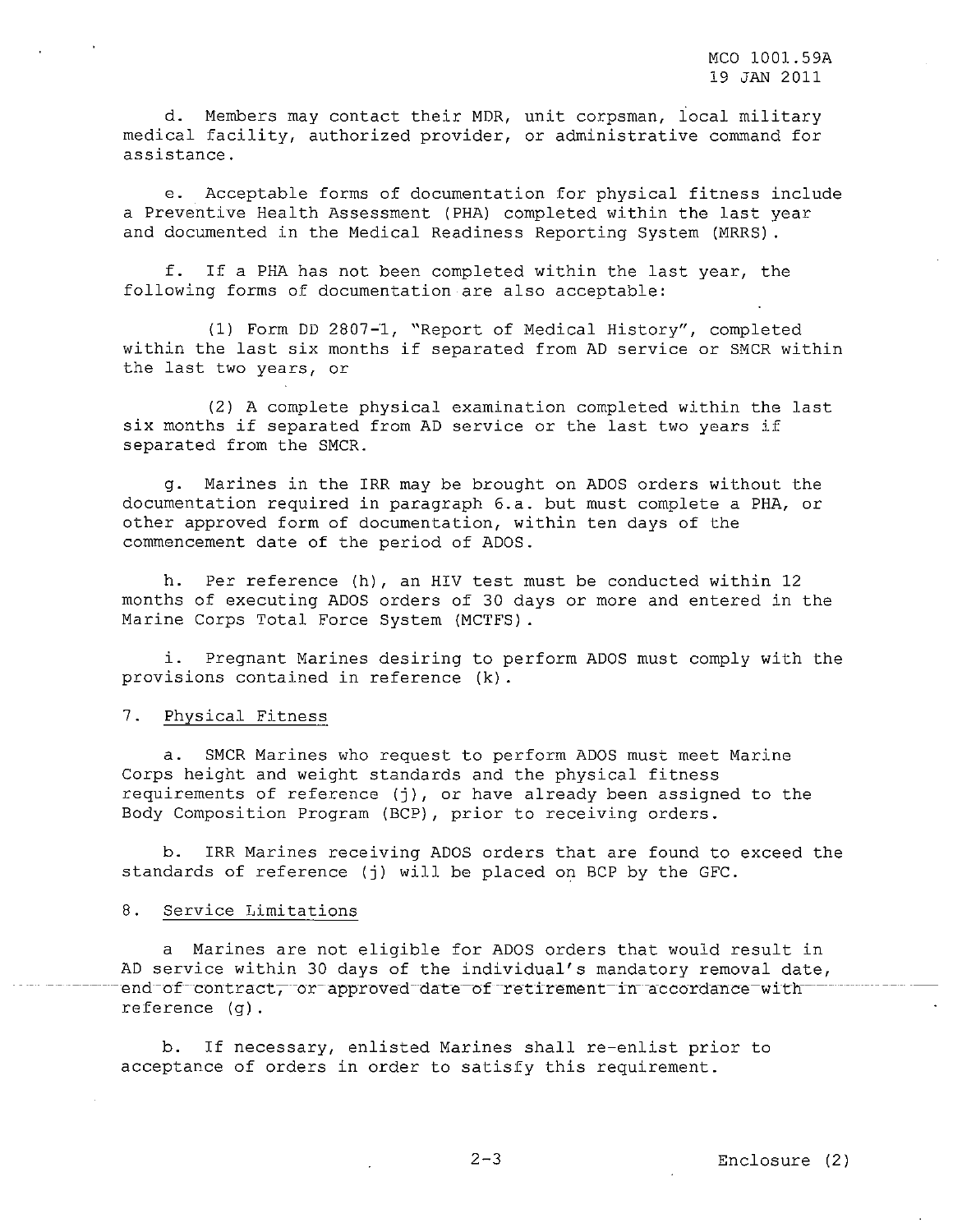d. Members may contact their MDR, unit corpsman, local military medical facility, authorized provider, or administrative command for assistance.

e. Acceptable forms of documentation for physical fitness include a Preventive Health Assessment (PHA) completed within the last year and documented in the Medical Readiness Reporting System (MRRS).

f. If a PHA has not been completed within the last year, the following forms of documentation are also acceptable:

(1) Form DD 2807-1, "Report of Medical History", completed within the last six months if separated from AD service or SMCR within the last two years, or

(2) A complete physical examination completed within the last six months if separated from AD service or the last two years if separated from the SMCR.

g. Marines in the IRR may be brought on ADOS orders without the documentation required in paragraph 6.a. but must complete a PHA, or other approved form of documentation, within ten days of the commencement date of the period of ADOS.

h. Per reference (h), an HIV test must be conducted within 12 months of executing ADOS orders of 30 days or more and entered in the Marine Corps Total Force System (MCTFS).

i. Pregnant Marines desiring to perform ADOS must comply with the provisions contained in reference (k).

7. Physical Fitness

a. SMCR Marines who request to perform ADOS must meet Marine Corps height and weight standards and the physical fitness requirements of reference (j), or have already been assigned to the Body Composition Program (BCP), prior to receiving orders.

b. IRR Marines receiving ADOS orders that are found to exceed the standards of reference (j) will be placed on BCP by the GFC.

8. Service Limitations

a Marines are not eligible for ADOS orders that would result in AD service within 30 days of the individual's mandatory removal date, end of contract, or approved date of retirement in accordance with reference (g).

b. If necessary, enlisted Marines shall re-enlist prior to acceptance of orders in order to satisfy this requirement.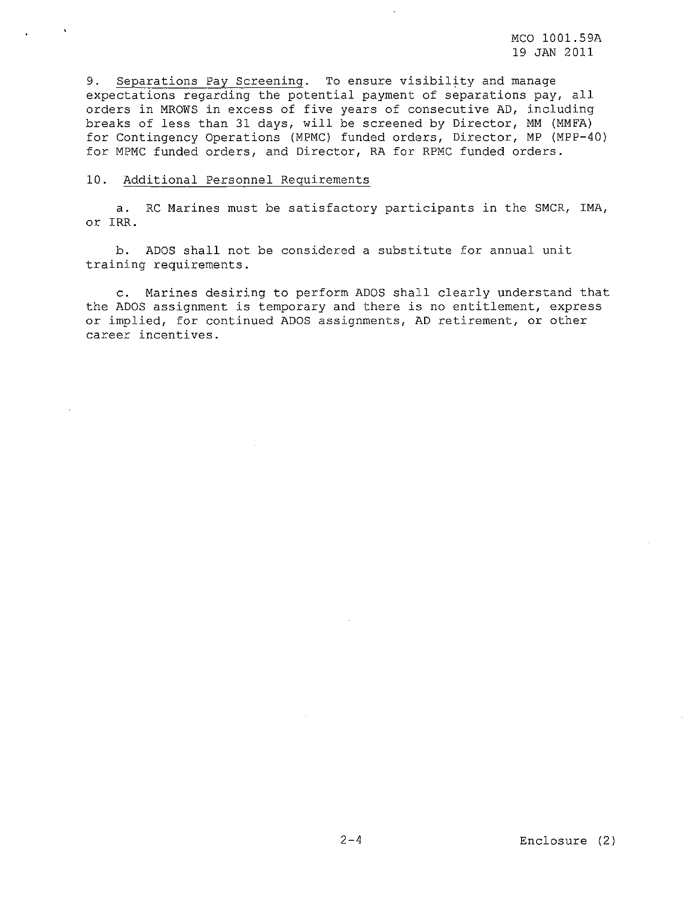9. Separations Pay Screening. To ensure visibility and manage expectations regarding the potential payment of separations pay, all orders in MROWS in excess of five years of consecutive AD, including breaks of less than 31 days, will be screened by Director, MM (MMFA) for Contingency Operations (MPMC) funded orders, Director, MP (MPP-40) for MPMC funded orders, and Director, RA for RPMC funded orders.

10. Additional Personnel Requirements

a. RC Marines must be satisfactory participants in the SMCR, IMA, or IRR.

b. ADOS shall not be considered a substitute for annual unit training requirements.

c. Marines desiring to perform ADOS shall clearly understand that the ADOS assignment is temporary and there is no entitlement, express or implied, for continued ADOS assignments, AD retirement, or other career incentives.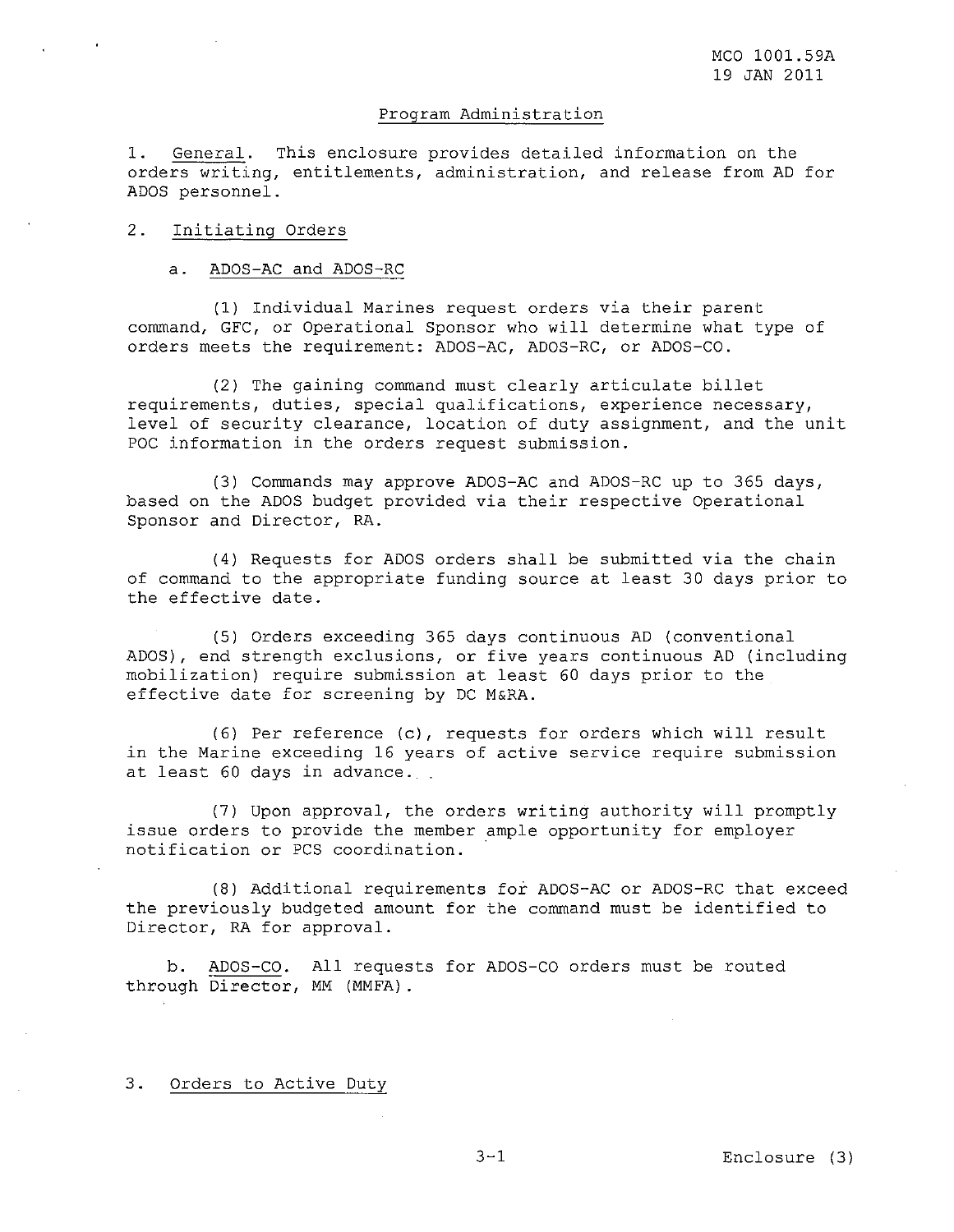## Program Administration

1. General. This enclosure provides detailed information on the orders writing, entitlements, administration, and release from AD for ADOS personnel.

2. Initiating Orders

a. ADOS-AC and ADOS-RC

(1) Individual Marines request orders via their parent command, GFC, or Operational Sponsor who will determine what type of orders meets the requirement: ADOS-AC, ADOS-RC, or ADOS-CO.

(2) The gaining command must clearly articulate billet requirements, duties, special qualifications, experience necessary, level of security clearance, location of duty assignment, and the unit POC information in the orders request submission.

(3) Commands may approve ADOS-AC and ADOS-RC up to 365 days, based on the ADOS budget provided via their respective Operational Sponsor and Director, RA.

(4) Requests for ADOS orders shall be submitted via the chain of command to the appropriate funding source at least 30 days prior to the effective date.

(5) Orders exceeding 365 days continuous AD (conventional ADOS), end strength exclusions, or five years continuous AD (including mobilization) require submission at least 60 days prior to the effective date for screening by DC M&RA.

(6) Per reference (c), requests for orders which will result in the Marine exceeding 16 years of active service require submission at least 60 days in advance.

(7) Upon approval, the orders writing authority will promptly issue orders to provide the member ample opportunity for employer notification or PCS coordination.

(8) Additional requirements for ADOS-AC or ADOS-RC that exceed the previously budgeted amount for the command must be identified to Director, RA for approval.

b. ADOS-CO. All requests for ADOS-CO orders must be routed through Director, MM (MMFA).

3. Orders to Active Duty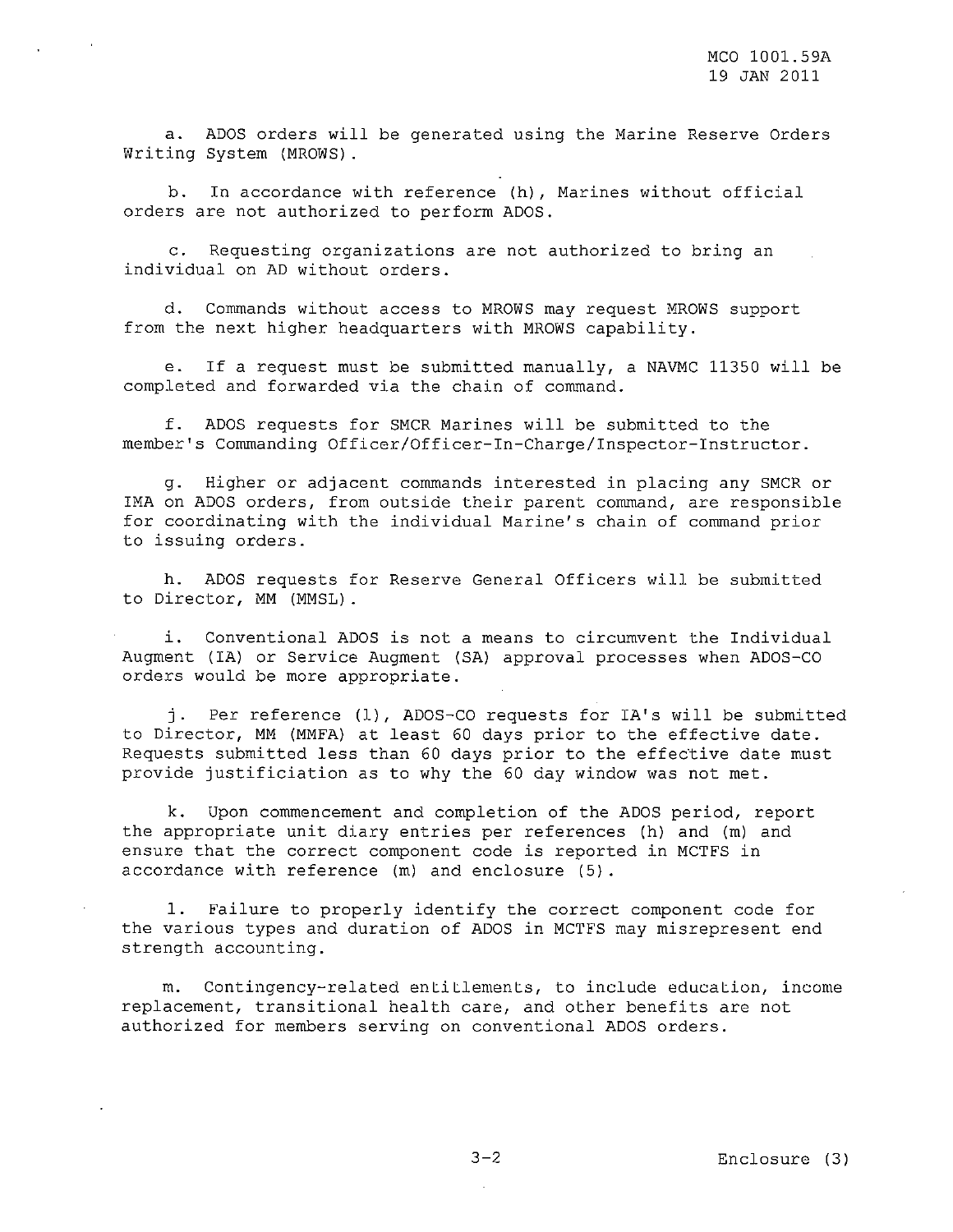a. ADOS orders will be generated using the Marine Reserve Orders Writing System (MROWS).

b. In accordance with reference (h), Marines without official orders are not authorized to perform ADOS.

c. Requesting organizations are not authorized to bring an individual on AD without orders.

d. Commands without access to MROWS may request MROWS support from the next higher headquarters with MROWS capability.

e. If a request must be submitted manually, a NAVMC 11350 will be completed and forwarded via the chain of command.

f. ADOS requests for SMCR Marines will be submitted to the member's Commanding Officer/Officer-In-Charge/Inspector-Instructor.

g. Higher or adjacent commands interested in placing any SMCR or IMA on ADOS orders, from outside their parent command, are responsible for coordinating with the individual Marine's chain of command prior to issuing orders.

h. ADOS requests for Reserve General Officers will be submitted to Director, MM (MMSL).

i. Conventional ADOS is not a means to circumvent the Individual Augment (IA) or Service Augment (SA) approval processes when ADOS-CO orders would be more appropriate.

j. Per reference (l), ADOS-CO requests for IA's will be submitted to Director, MM (MMFA) at least 60 days prior to the effective date. Requests submitted less than 60 days prior to the effective date must provide justificiation as to why the 60 day window was not met.

k. Upon commencement and completion of the ADOS period, report the appropriate unit diary entries per references (h) and (m) and ensure that the correct component code is reported in MCTFS in accordance with reference (m) and enclosure (5).

l. Failure to properly identify the correct component code for the various types and duration of ADOS in MCTFS may misrepresent end strength accounting.

m. Contingency-related entitlements, to include education, income replacement, transitional health care, and other benefits are not authorized for members serving on conventional ADOS orders.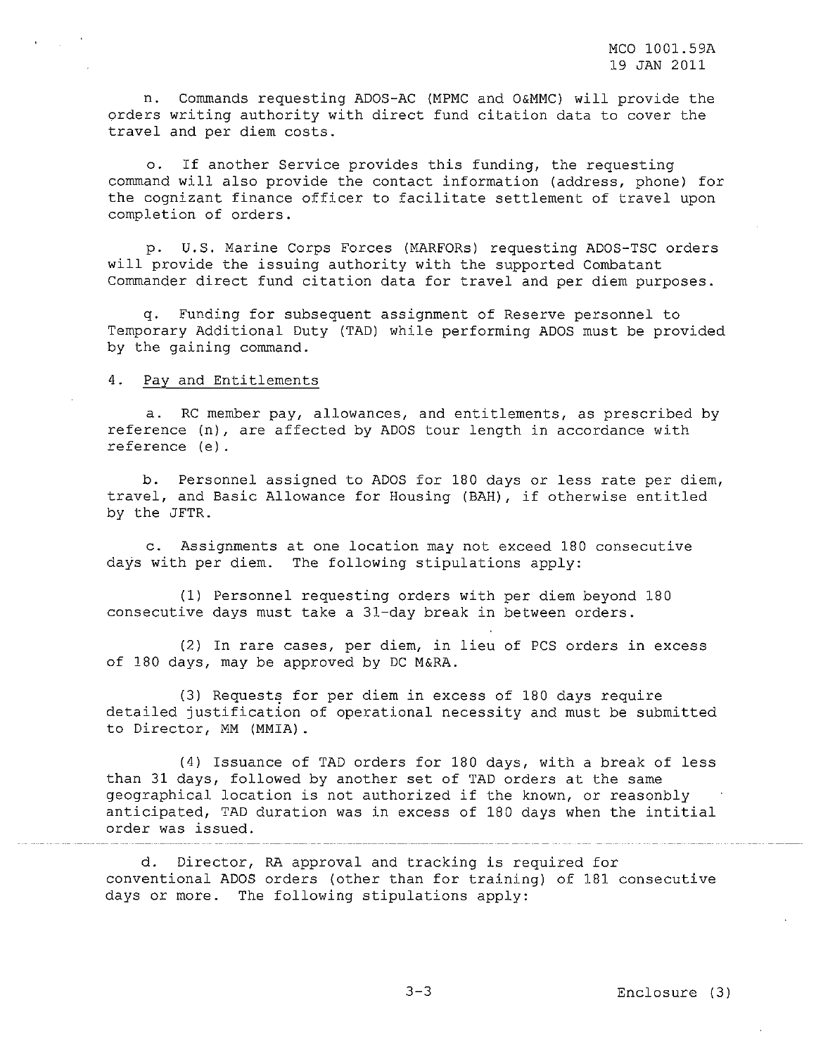n. Commands requesting ADOS-AC (MPMC and O&MMC) will provide the orders writing authority with direct fund citation data to cover the travel and per diem costs.

o. If another Service provides this funding, the requesting command will also provide the contact information (address, phone) for the cognizant finance officer to facilitate settlement of travel upon completion of orders.

p. U.S. Marine Corps Forces (MARFORs) requesting ADOS-TSC orders will provide the issuing authority with the supported Combatant Commander direct fund citation data for travel and per diem purposes.

q. Funding for subsequent assignment of Reserve personnel to Temporary Additional Duty (TAD) while performing ADOS must be provided by the gaining command.

4. Pay and Entitlements

a. RC member pay, allowances, and entitlements, as prescribed by reference (n), are affected by ADOS tour length in accordance with reference (e).

b. Personnel assigned to ADOS for 180 days or less rate per diem, travel, and Basic Allowance for Housing (BAH), if otherwise entitled by the JFTR.

c. Assignments at one location may not exceed 180 consecutive days with per diem. The following stipulations apply:

(1) Personnel requesting orders with per diem beyond 180 consecutive days must take a 31-day break in between orders.

(2) In rare cases, per diem, in lieu of PCS orders in excess of 180 days, may be approved by DC M&RA.

(3) Requests for per diem in excess of 180 days require detailed justification of operational necessity and must be submitted to Director, MM (MMIA).

(4) Issuance of TAD orders for 180 days, with a break of less than 31 days, followed by another set of TAD orders at the same geographical location is not authorized if the known, or reasonbly anticipated, TAD duration was in excess of 180 days when the intitial order was issued.

d. Director, RA approval and tracking is required for conventional ADOS orders (other than for training) of 181 consecutive days or more. The following stipulations apply: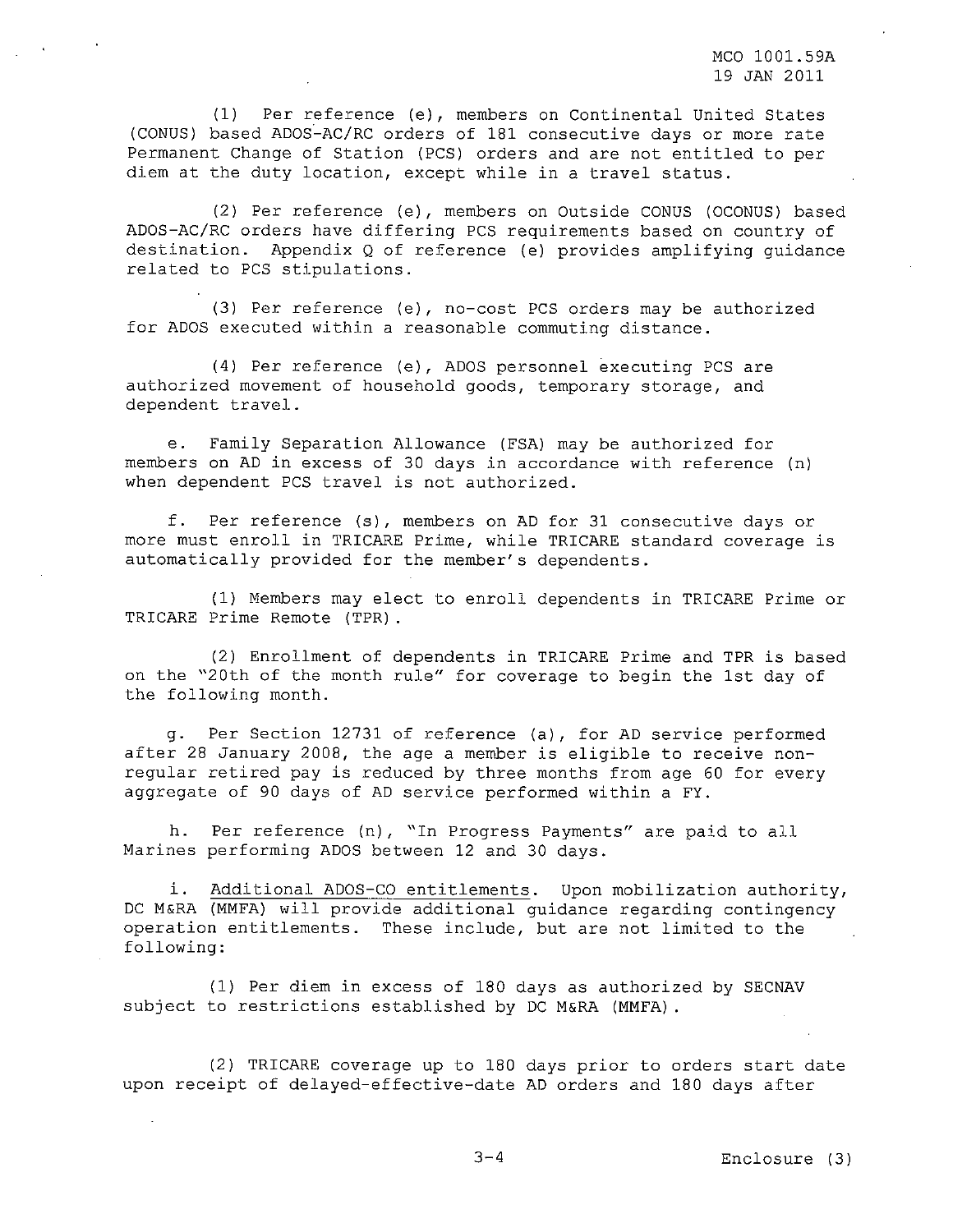(1) Per reference (e), members on Continental United States (CONUS) based ADOS-AC/RC orders of 181 consecutive days or more rate Permanent Change of Station (PCS) orders and are not entitled to per diem at the duty location, except while in a travel status.

(2) Per reference (e), members on Outside CONUS (OCONUS) based ADOS-AC/RC orders have differing PCS requirements based on country of destination. Appendix Q of reference (e) provides amplifying guidance related to PCS stipulations.

(3) Per reference (e), no-cost PCS orders may be authorized for ADOS executed within a reasonable commuting distance.

(4) Per reference (e), ADOS personnel executing PCS are authorized movement of household goods, temporary storage, and dependent travel.

e. Family Separation Allowance (FSA) may be authorized for members on AD in excess of 30 days in accordance with reference (n) when dependent PCS travel is not authorized.

f. Per reference (s), members on AD for 31 consecutive days or more must enroll in TRICARE Prime, while TRICARE standard coverage is automatically provided for the member's dependents.

(1) Members may elect to enroll dependents in TRICARE Prime or TRICARE Prime Remote (TPR).

(2) Enrollment of dependents in TRICARE Prime and TPR is based on the "20th of the month rule" for coverage to begin the 1st day of the following month.

g. Per Section 12731 of reference (a), for AD service performed after 28 January 2008, the age a member is eligible to receive non-regular retired pay is reduced by three months from age 60 for every aggregate of 90 days of AD service performed within a FY.

h. Per reference (n), "In Progress Payments" are paid to all Marines performing ADOS between 12 and 30 days.

i. Additional ADOS-CO entitlements. Upon mobilization authority, DC M&RA (MMFA) will provide additional guidance regarding contingency operation entitlements. These include, but are not limited to the following:

(1) Per diem in excess of 180 days as authorized by SECNAV subject to restrictions established by DC M&RA (MMFA).

(2) TRICARE coverage up to 180 days prior to orders start date upon receipt of delayed-effective-date AD orders and 180 days after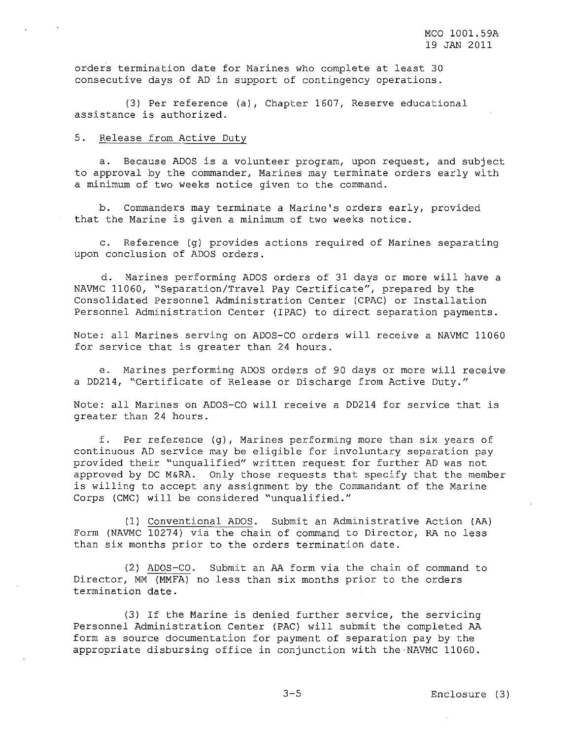orders termination date for Marines who complete at least 30 consecutive days of AD in support of contingency operations.

(3) Per reference (a), Chapter 1607, Reserve educational assistance is authorized.

5. Release from Active Duty

a. Because ADOS is a volunteer program, upon request, and subject to approval by the commander, Marines may terminate orders early with a minimum of two weeks notice given to the command.

b. Commanders may terminate a Marine's orders early, provided that the Marine is given a minimum of two weeks notice.

c. Reference (g) provides actions required of Marines separating upon conclusion of ADOS orders.

d. Marines performing ADOS orders of 31 days or more will have a NAVMC 11060, "Separation/Travel Pay Certificate", prepared by the Consolidated Personnel Administration Center (CPAC) or Installation Personnel Administration Center (IPAC) to direct separation payments.

Note: all Marines serving on ADOS-CO orders will receive a NAVMC 11060 for service that is greater than 24 hours.

e. Marines performing ADOS orders of 90 days or more will receive a DD214, "Certificate of Release or Discharge from Active Duty."

Note: all Marines on ADOS-CO will receive a DD214 for service that is greater than 24 hours.

f. Per reference (g), Marines performing more than six years of continuous AD service may be eligible for involuntary separation pay provided their "unqualified" written request for further AD was not approved by DC M&RA. Only those requests that specify that the member is willing to accept any assignment by the Commandant of the Marine Corps (CMC) will be considered "unqualified."

(1) Conventional ADOS. Submit an Administrative Action (AA) Form (NAVMC 10274) via the chain of command to Director, RA no less than six months prior to the orders termination date.

(2) ADOS-CO. Submit an AA form via the chain of command to Director, MM (MMFA) no less than six months prior to the orders termination date.

(3) If the Marine is denied further service, the servicing Personnel Administration Center (PAC) will submit the completed AA form as source documentation for payment of separation pay by the appropriate disbursing office in conjunction with the NAVMC 11060.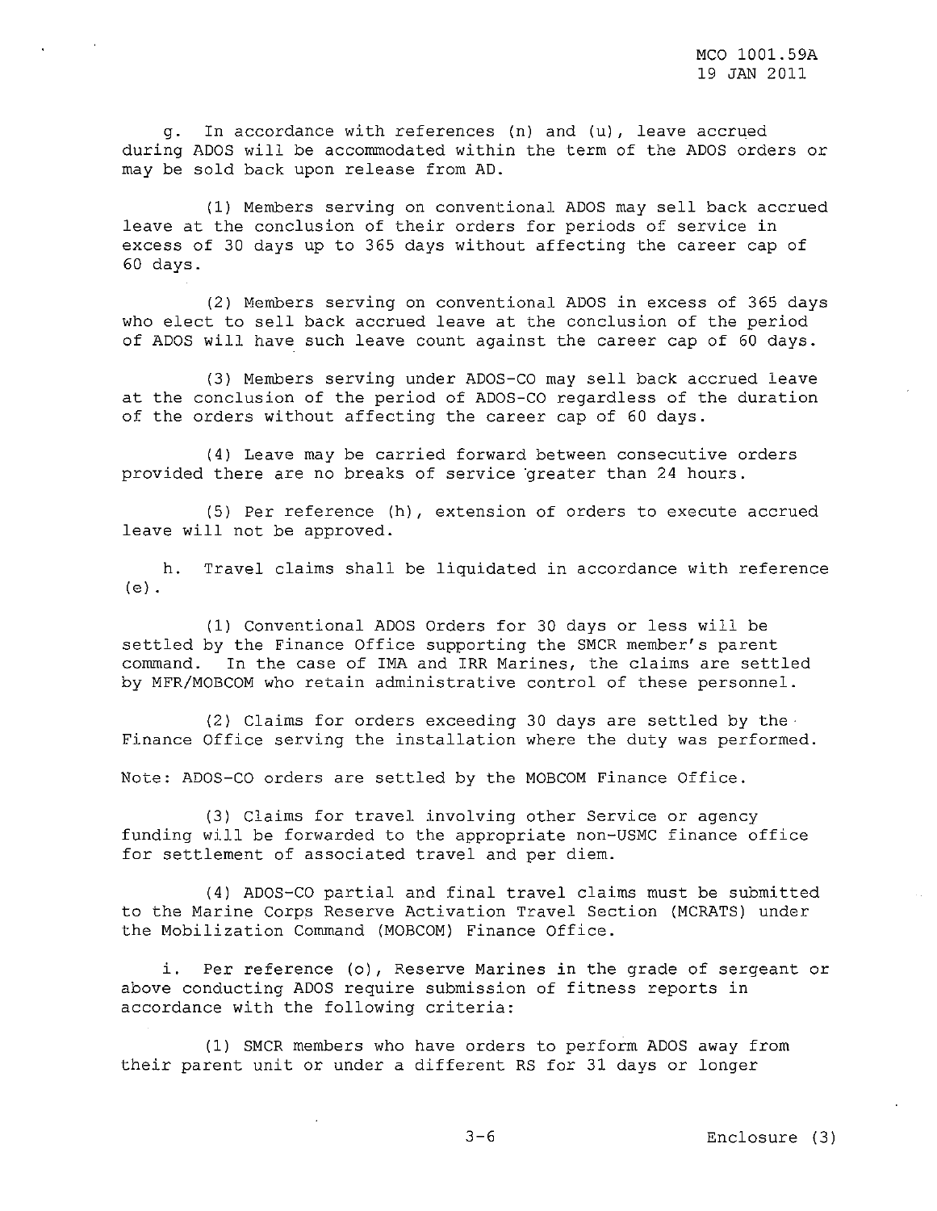g. In accordance with references (n) and (u), leave accrued during ADOS will be accommodated within the term of the ADOS orders or may be sold back upon release from AD.

(1) Members serving on conventional ADOS may sell back accrued leave at the conclusion of their orders for periods of service in excess of 30 days up to 365 days without affecting the career cap of 60 days.

(2) Members serving on conventional ADOS in excess of 365 days who elect to sell back accrued leave at the conclusion of the period of ADOS will have such leave count against the career cap of 60 days.

(3) Members serving under ADOS-CO may sell back accrued leave at the conclusion of the period of ADOS-CO regardless of the duration of the orders without affecting the career cap of 60 days.

(4) Leave may be carried forward between consecutive orders provided there are no breaks of service greater than 24 hours.

(5) Per reference (h), extension of orders to execute accrued leave will not be approved.

h. Travel claims shall be liquidated in accordance with reference (e).

(1) Conventional ADOS Orders for 30 days or less will be settled by the Finance Office supporting the SMCR member's parent command. In the case of IMA and IRR Marines, the claims are settled by MFR/MOBCOM who retain administrative control of these personnel.

(2) Claims for orders exceeding 30 days are settled by the Finance Office serving the installation where the duty was performed.

Note: ADOS-CO orders are settled by the MOBCOM Finance Office.

(3) Claims for travel involving other Service or agency funding will be forwarded to the appropriate non-USMC finance office for settlement of associated travel and per diem.

(4) ADOS-CO partial and final travel claims must be submitted to the Marine Corps Reserve Activation Travel Section (MCRATS) under the Mobilization Command (MOBCOM) Finance Office.

i. Per reference (o), Reserve Marines in the grade of sergeant or above conducting ADOS require submission of fitness reports in accordance with the following criteria:

(1) SMCR members who have orders to perform ADOS away from their parent unit or under a different RS for 31 days or longer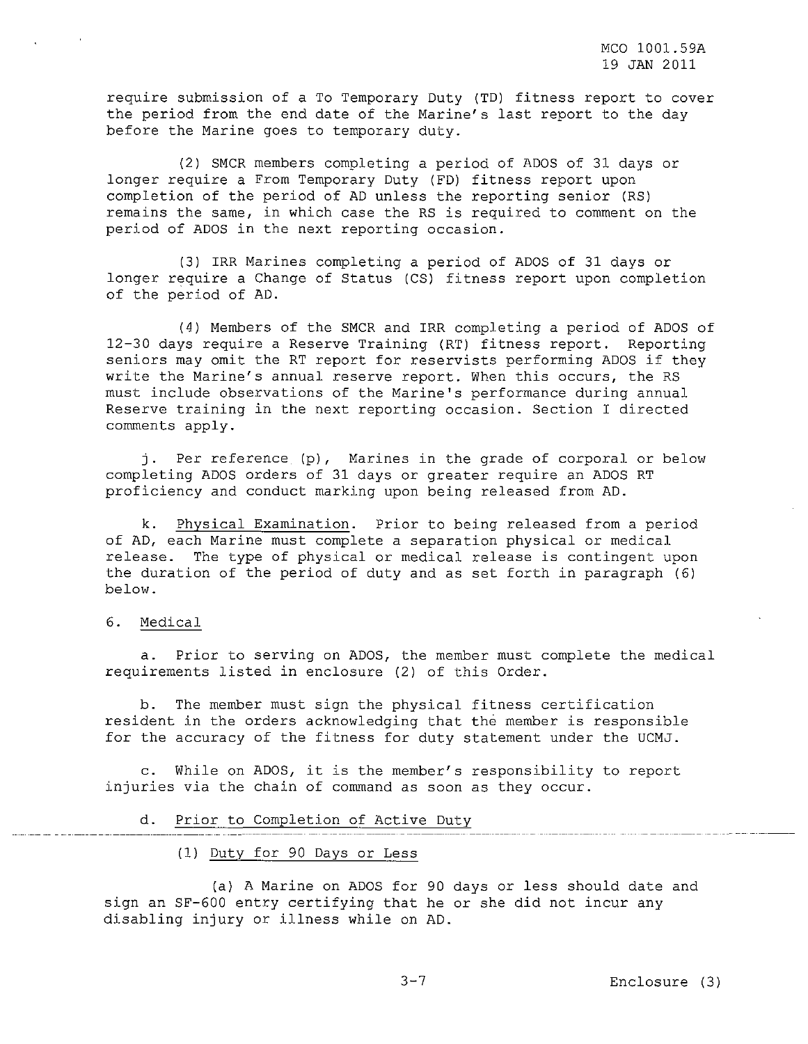require submission of a To Temporary Duty (TD) fitness report to cover the period from the end date of the Marine's last report to the day before the Marine goes to temporary duty.

(2) SMCR members completing a period of ADOS of 31 days or longer require a From Temporary Duty (FD) fitness report upon completion of the period of AD unless the reporting senior (RS) remains the same, in which case the RS is required to comment on the period of ADOS in the next reporting occasion.

(3) IRR Marines completing a period of ADOS of 31 days or longer require a Change of Status (CS) fitness report upon completion of the period of AD.

(4) Members of the SMCR and IRR completing a period of ADOS of 12-30 days require a Reserve Training (RT) fitness report. Reporting seniors may omit the RT report for reservists performing ADOS if they write the Marine's annual reserve report. When this occurs, the RS must include observations of the Marine's performance during annual Reserve training in the next reporting occasion. Section I directed comments apply.

j. Per reference (p), Marines in the grade of corporal or below completing ADOS orders of 31 days or greater require an ADOS RT proficiency and conduct marking upon being released from AD.

k. Physical Examination. Prior to being released from a period of AD, each Marine must complete a separation physical or medical release. The type of physical or medical release is contingent upon the duration of the period of duty and as set forth in paragraph (6) below.

6. Medical

a. Prior to serving on ADOS, the member must complete the medical requirements listed in enclosure (2) of this Order.

b. The member must sign the physical fitness certification resident in the orders acknowledging that the member is responsible for the accuracy of the fitness for duty statement under the UCMJ.

c. While on ADOS, it is the member's responsibility to report injuries via the chain of command as soon as they occur.

d. Prior to Completion of Active Duty

(1) Duty for 90 Days or Less

(a) A Marine on ADOS for 90 days or less should date and sign an SF-600 entry certifying that he or she did not incur any disabling injury or illness while on AD.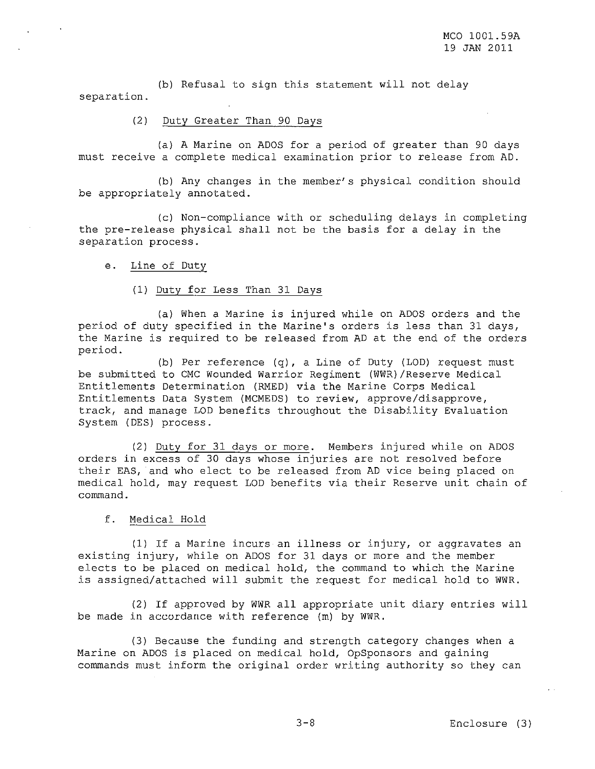(b) Refusal to sign this statement will not delay separation.

(2) Duty Greater Than 90 Days

(a) A Marine on ADOS for a period of greater than 90 days must receive a complete medical examination prior to release from AD.

(b) Any changes in the member's physical condition should be appropriately annotated.

(c) Non-compliance with or scheduling delays in completing the pre-release physical shall not be the basis for a delay in the separation process.

e. Line of Duty

(1) Duty for Less Than 31 Days

(a) When a Marine is injured while on ADOS orders and the period of duty specified in the Marine's orders is less than 31 days, the Marine is required to be released from AD at the end of the orders period.

(b) Per reference (q), a Line of Duty (LOD) request must be submitted to CMC Wounded Warrior Regiment (WWR)/Reserve Medical Entitlements Determination (RMED) via the Marine Corps Medical Entitlements Data System (MCMEDS) to review, approve/disapprove, track, and manage LOD benefits throughout the Disability Evaluation System (DES) process.

(2) Duty for 31 days or more. Members injured while on ADOS orders in excess of 30 days whose injuries are not resolved before their EAS, and who elect to be released from AD vice being placed on medical hold, may request LOD benefits via their Reserve unit chain of command.

f. Medical Hold

(1) If a Marine incurs an illness or injury, or aggravates an existing injury, while on ADOS for 31 days or more and the member elects to be placed on medical hold, the command to which the Marine is assigned/attached will submit the request for medical hold to WWR.

(2) If approved by WWR all appropriate unit diary entries will be made in accordance with reference (m) by WWR.

(3) Because the funding and strength category changes when a Marine on ADOS is placed on medical hold, OpSponsors and gaining commands must inform the original order writing authority so they can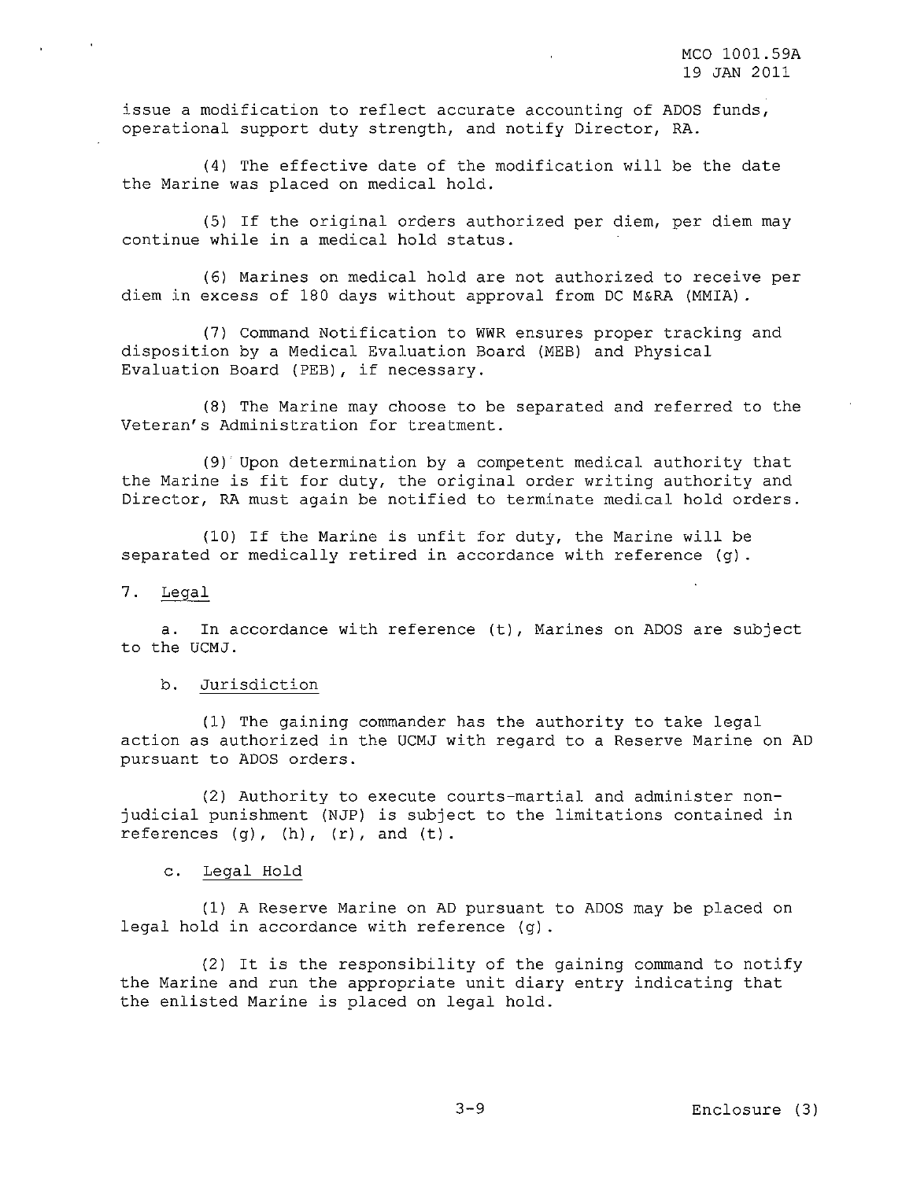issue a modification to reflect accurate accounting of ADOS funds, operational support duty strength, and notify Director, RA.

(4) The effective date of the modification will be the date the Marine was placed on medical hold.

(5) If the original orders authorized per diem, per diem may continue while in a medical hold status.

(6) Marines on medical hold are not authorized to receive per diem in excess of 180 days without approval from DC M&RA (MMIA).

(7) Command Notification to WWR ensures proper tracking and disposition by a Medical Evaluation Board (MEB) and Physical Evaluation Board (PEB), if necessary.

(8) The Marine may choose to be separated and referred to the Veteran's Administration for treatment.

(9) Upon determination by a competent medical authority that the Marine is fit for duty, the original order writing authority and Director, RA must again be notified to terminate medical hold orders.

(10) If the Marine is unfit for duty, the Marine will be separated or medically retired in accordance with reference (g).

7. Legal

a. In accordance with reference (t), Marines on ADOS are subject to the UCMJ.

b. Jurisdiction

(1) The gaining commander has the authority to take legal action as authorized in the UCMJ with regard to a Reserve Marine on AD pursuant to ADOS orders.

(2) Authority to execute courts-martial and administer non-judicial punishment (NJP) is subject to the limitations contained in references (g), (h), (r), and (t).

c. Legal Hold

(1) A Reserve Marine on AD pursuant to ADOS may be placed on legal hold in accordance with reference (g).

(2) It is the responsibility of the gaining command to notify the Marine and run the appropriate unit diary entry indicating that the enlisted Marine is placed on legal hold.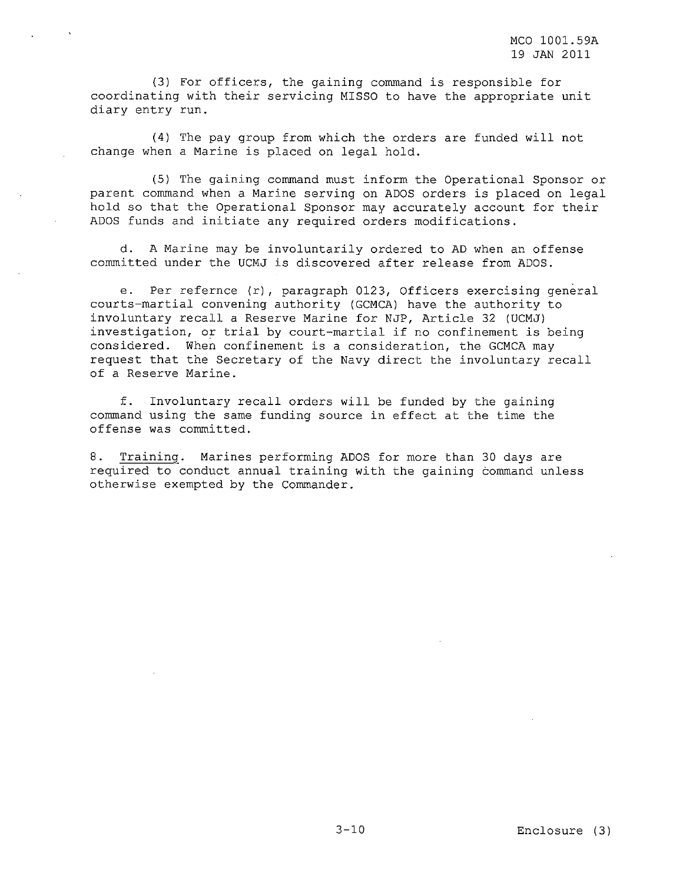(3) For officers, the gaining command is responsible for coordinating with their servicing MISSO to have the appropriate unit diary entry run.

(4) The pay group from which the orders are funded will not change when a Marine is placed on legal hold.

(5) The gaining command must inform the Operational Sponsor or parent command when a Marine serving on ADOS orders is placed on legal hold so that the Operational Sponsor may accurately account for their ADOS funds and initiate any required orders modifications.

d. A Marine may be involuntarily ordered to AD when an offense committed under the UCMJ is discovered after release from ADOS.

e. Per refernce (r), paragraph 0123, Officers exercising general courts-martial convening authority (GCMCA) have the authority to involuntary recall a Reserve Marine for NJP, Article 32 (UCMJ) investigation, or trial by court-martial if no confinement is being considered. When confinement is a consideration, the GCMCA may request that the Secretary of the Navy direct the involuntary recall of a Reserve Marine.

f. Involuntary recall orders will be funded by the gaining command using the same funding source in effect at the time the offense was committed.

8. Training. Marines performing ADOS for more than 30 days are required to conduct annual training with the gaining command unless otherwise exempted by the Commander.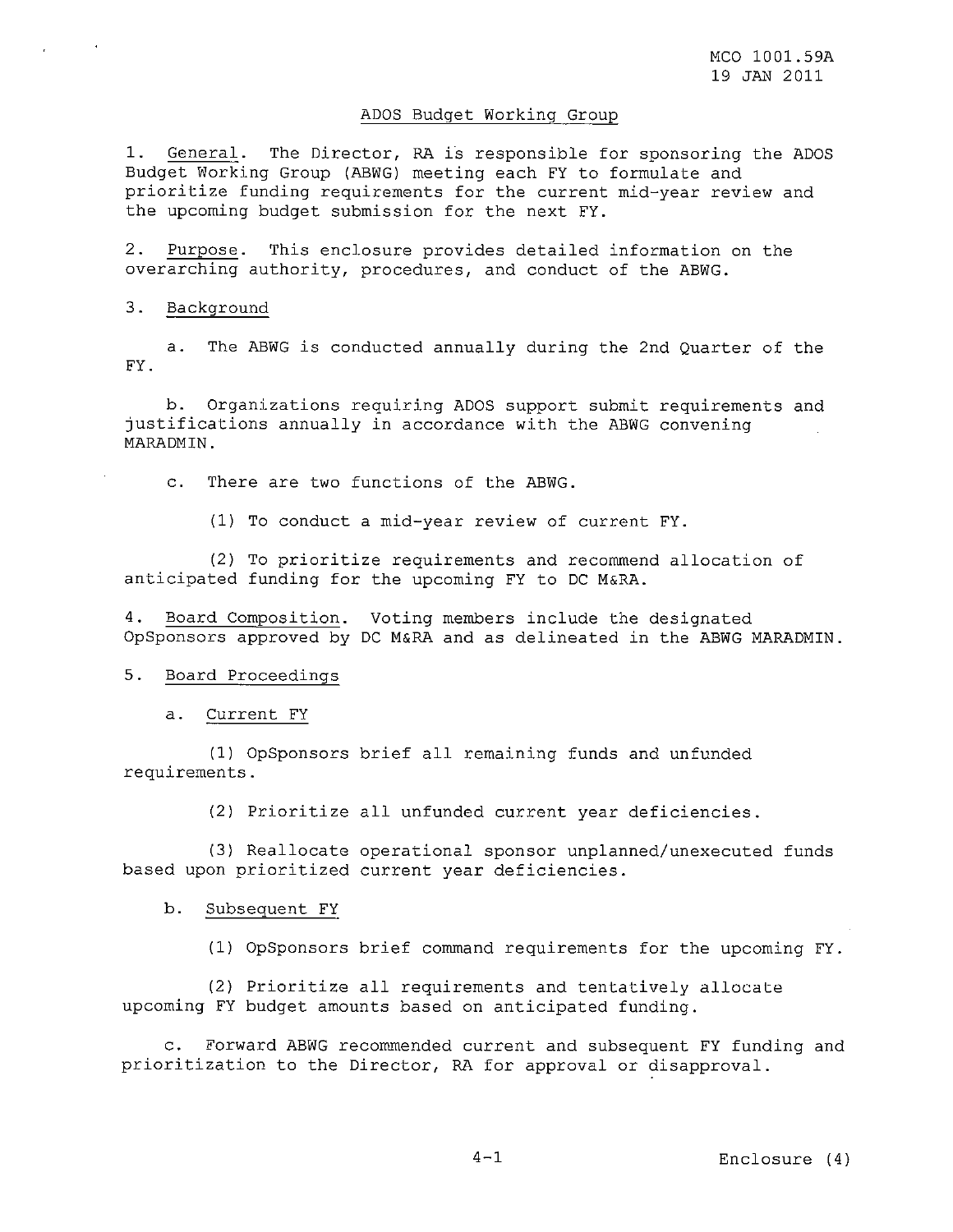## ADOS Budget Working Group

1. General. The Director, RA is responsible for sponsoring the ADOS Budget Working Group (ABWG) meeting each FY to formulate and prioritize funding requirements for the current mid-year review and the upcoming budget submission for the next FY.

2. Purpose. This enclosure provides detailed information on the overarching authority, procedures, and conduct of the ABWG.

3. Background

a. The ABWG is conducted annually during the 2nd Quarter of the FY.

b. Organizations requiring ADOS support submit requirements and justifications annually in accordance with the ABWG convening MARADMIN.

c. There are two functions of the ABWG.

(1) To conduct a mid-year review of current FY.

(2) To prioritize requirements and recommend allocation of anticipated funding for the upcoming FY to DC M&RA.

4. Board Composition. Voting members include the designated OpSponsors approved by DC M&RA and as delineated in the ABWG MARADMIN.

5. Board Proceedings

a. Current FY

(1) OpSponsors brief all remaining funds and unfunded requirements.

(2) Prioritize all unfunded current year deficiencies.

(3) Reallocate operational sponsor unplanned/unexecuted funds based upon prioritized current year deficiencies.

b. Subsequent FY

(1) OpSponsors brief command requirements for the upcoming FY.

(2) Prioritize all requirements and tentatively allocate upcoming FY budget amounts based on anticipated funding.

c. Forward ABWG recommended current and subsequent FY funding and prioritization to the Director, RA for approval or disapproval.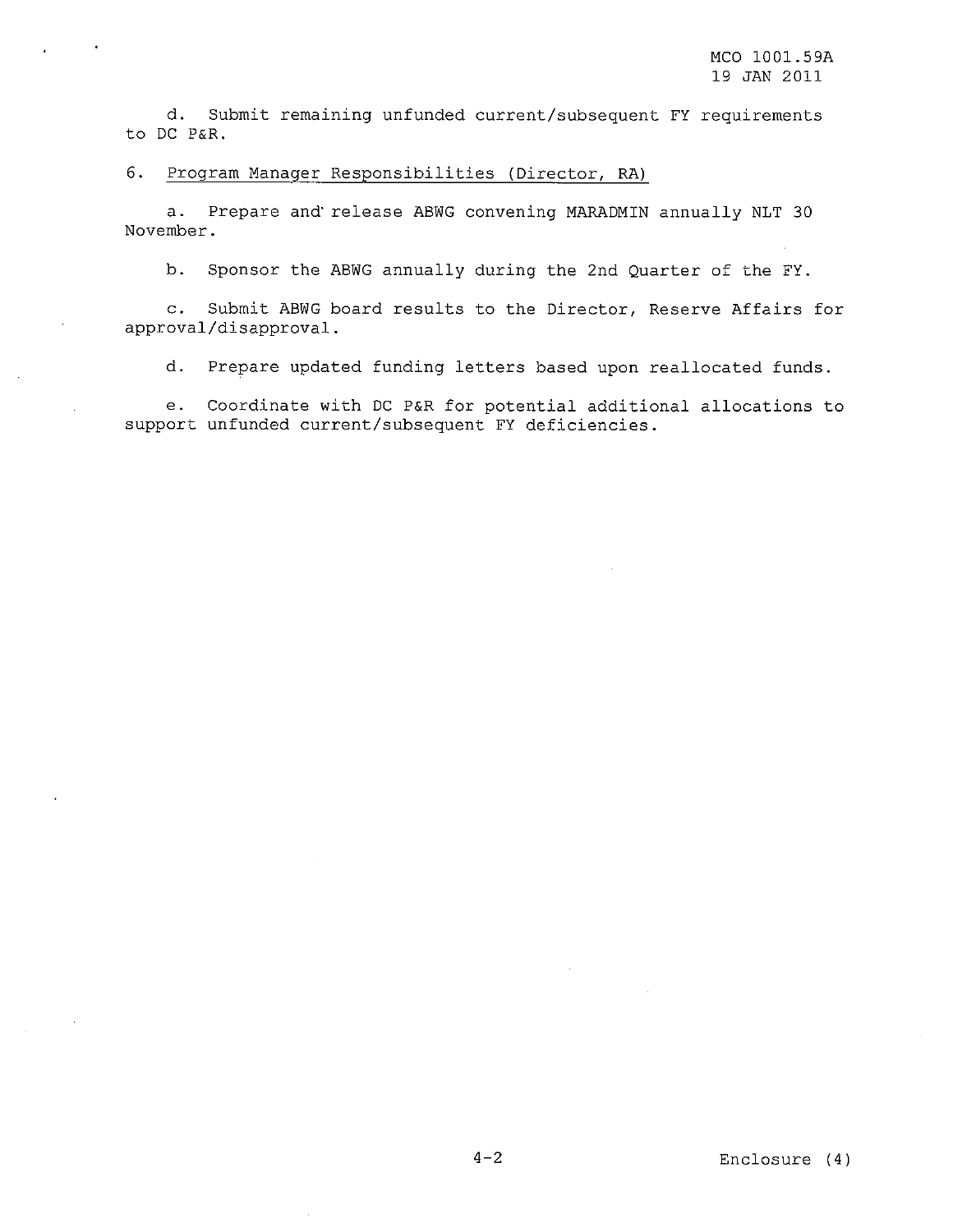d. Submit remaining unfunded current/subsequent FY requirements to DC P&R.

6. Program Manager Responsibilities (Director, RA)

a. Prepare and release ABWG convening MARADMIN annually NLT 30 November.

b. Sponsor the ABWG annually during the 2nd Quarter of the FY.

c. Submit ABWG board results to the Director, Reserve Affairs for approval/disapproval.

d. Prepare updated funding letters based upon reallocated funds.

e. Coordinate with DC P&R for potential additional allocations to support unfunded current/subsequent FY deficiencies.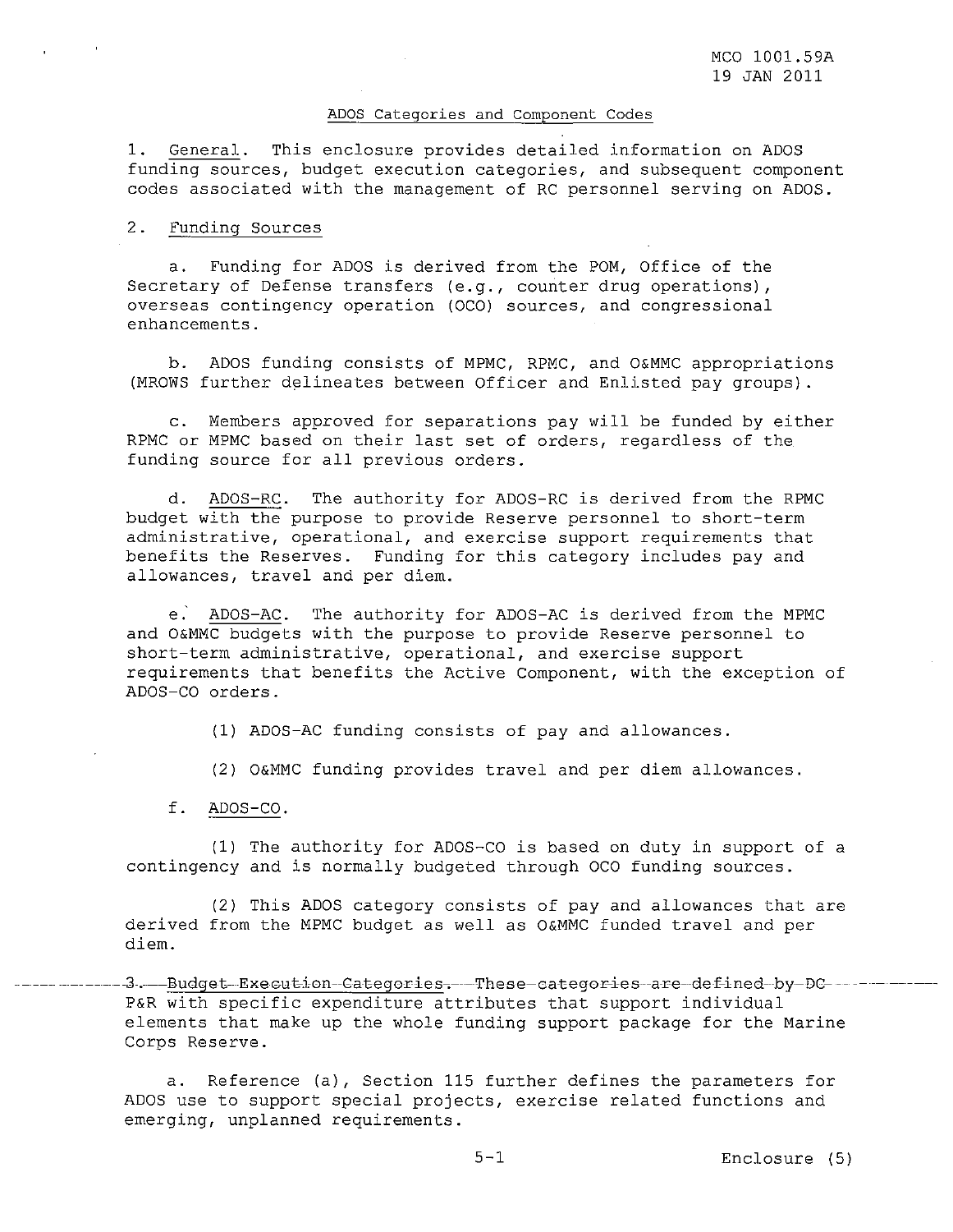## ADOS Categories and Component Codes

1. General. This enclosure provides detailed information on ADOS funding sources, budget execution categories, and subsequent component codes associated with the management of RC personnel serving on ADOS.

2. Funding Sources

   a. Funding for ADOS is derived from the POM, Office of the Secretary of Defense transfers (e.g., counter drug operations), overseas contingency operation (OCO) sources, and congressional enhancements.

   b. ADOS funding consists of MPMC, RPMC, and O&MMC appropriations (MROWS further delineates between Officer and Enlisted pay groups).

   c. Members approved for separations pay will be funded by either RPMC or MPMC based on their last set of orders, regardless of the funding source for all previous orders.

   d. ADOS-RC. The authority for ADOS-RC is derived from the RPMC budget with the purpose to provide Reserve personnel to short-term administrative, operational, and exercise support requirements that benefits the Reserves. Funding for this category includes pay and allowances, travel and per diem.

   e. ADOS-AC. The authority for ADOS-AC is derived from the MPMC and O&MMC budgets with the purpose to provide Reserve personnel to short-term administrative, operational, and exercise support requirements that benefits the Active Component, with the exception of ADOS-CO orders.

      (1) ADOS-AC funding consists of pay and allowances.

      (2) O&MMC funding provides travel and per diem allowances.

   f. ADOS-CO.

      (1) The authority for ADOS-CO is based on duty in support of a contingency and is normally budgeted through OCO funding sources.

      (2) This ADOS category consists of pay and allowances that are derived from the MPMC budget as well as O&MMC funded travel and per diem.

3. Budget Execution Categories. These categories are defined by DC P&R with specific expenditure attributes that support individual elements that make up the whole funding support package for the Marine Corps Reserve.

   a. Reference (a), Section 115 further defines the parameters for ADOS use to support special projects, exercise related functions and emerging, unplanned requirements.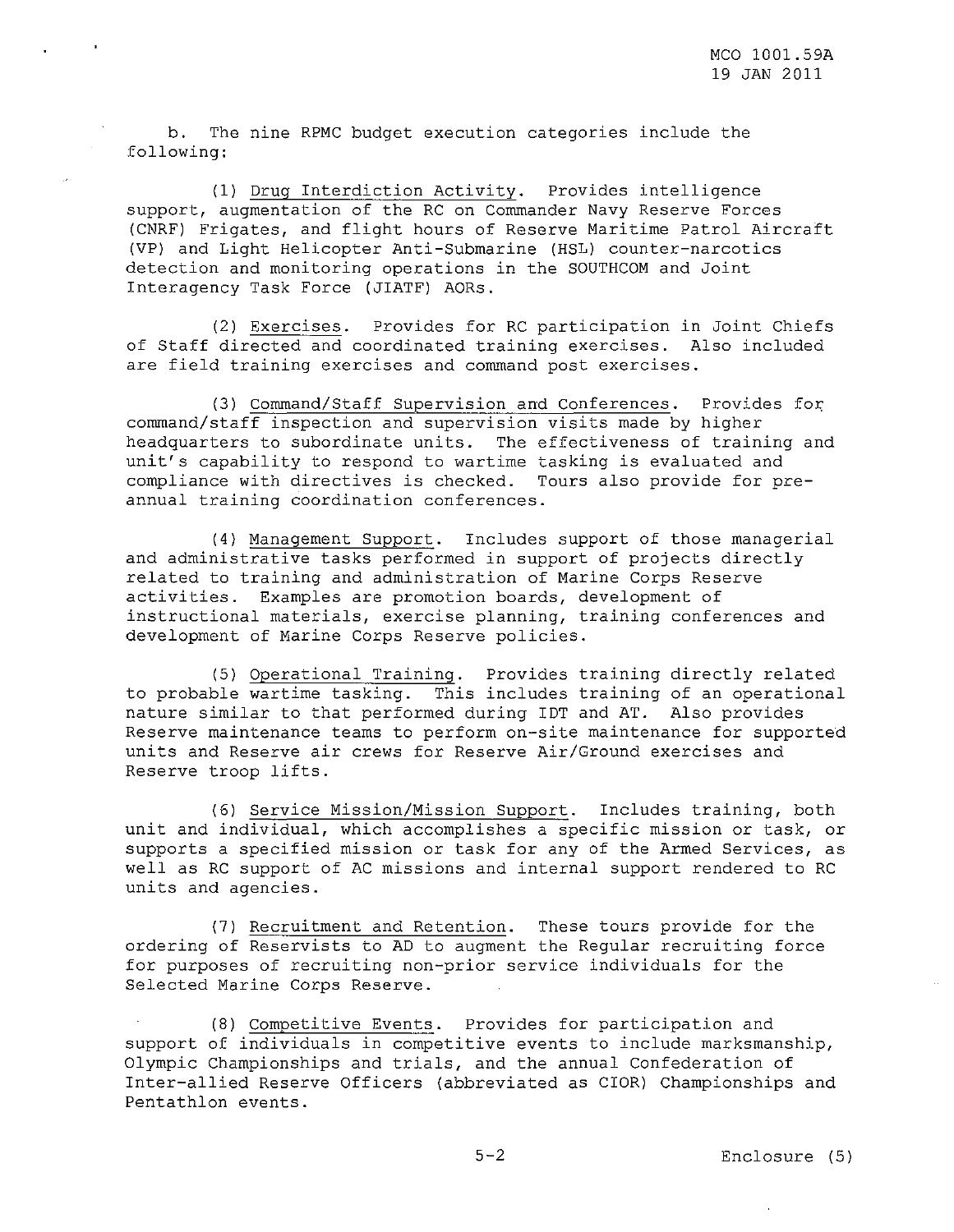b. The nine RPMC budget execution categories include the following:

(1) Drug Interdiction Activity. Provides intelligence support, augmentation of the RC on Commander Navy Reserve Forces (CNRF) Frigates, and flight hours of Reserve Maritime Patrol Aircraft (VP) and Light Helicopter Anti-Submarine (HSL) counter-narcotics detection and monitoring operations in the SOUTHCOM and Joint Interagency Task Force (JIATF) AORs.

(2) Exercises. Provides for RC participation in Joint Chiefs of Staff directed and coordinated training exercises. Also included are field training exercises and command post exercises.

(3) Command/Staff Supervision and Conferences. Provides for command/staff inspection and supervision visits made by higher headquarters to subordinate units. The effectiveness of training and unit's capability to respond to wartime tasking is evaluated and compliance with directives is checked. Tours also provide for pre-annual training coordination conferences.

(4) Management Support. Includes support of those managerial and administrative tasks performed in support of projects directly related to training and administration of Marine Corps Reserve activities. Examples are promotion boards, development of instructional materials, exercise planning, training conferences and development of Marine Corps Reserve policies.

(5) Operational Training. Provides training directly related to probable wartime tasking. This includes training of an operational nature similar to that performed during IDT and AT. Also provides Reserve maintenance teams to perform on-site maintenance for supported units and Reserve air crews for Reserve Air/Ground exercises and Reserve troop lifts.

(6) Service Mission/Mission Support. Includes training, both unit and individual, which accomplishes a specific mission or task, or supports a specified mission or task for any of the Armed Services, as well as RC support of AC missions and internal support rendered to RC units and agencies.

(7) Recruitment and Retention. These tours provide for the ordering of Reservists to AD to augment the Regular recruiting force for purposes of recruiting non-prior service individuals for the Selected Marine Corps Reserve.

(8) Competitive Events. Provides for participation and support of individuals in competitive events to include marksmanship, Olympic Championships and trials, and the annual Confederation of Inter-allied Reserve Officers (abbreviated as CIOR) Championships and Pentathlon events.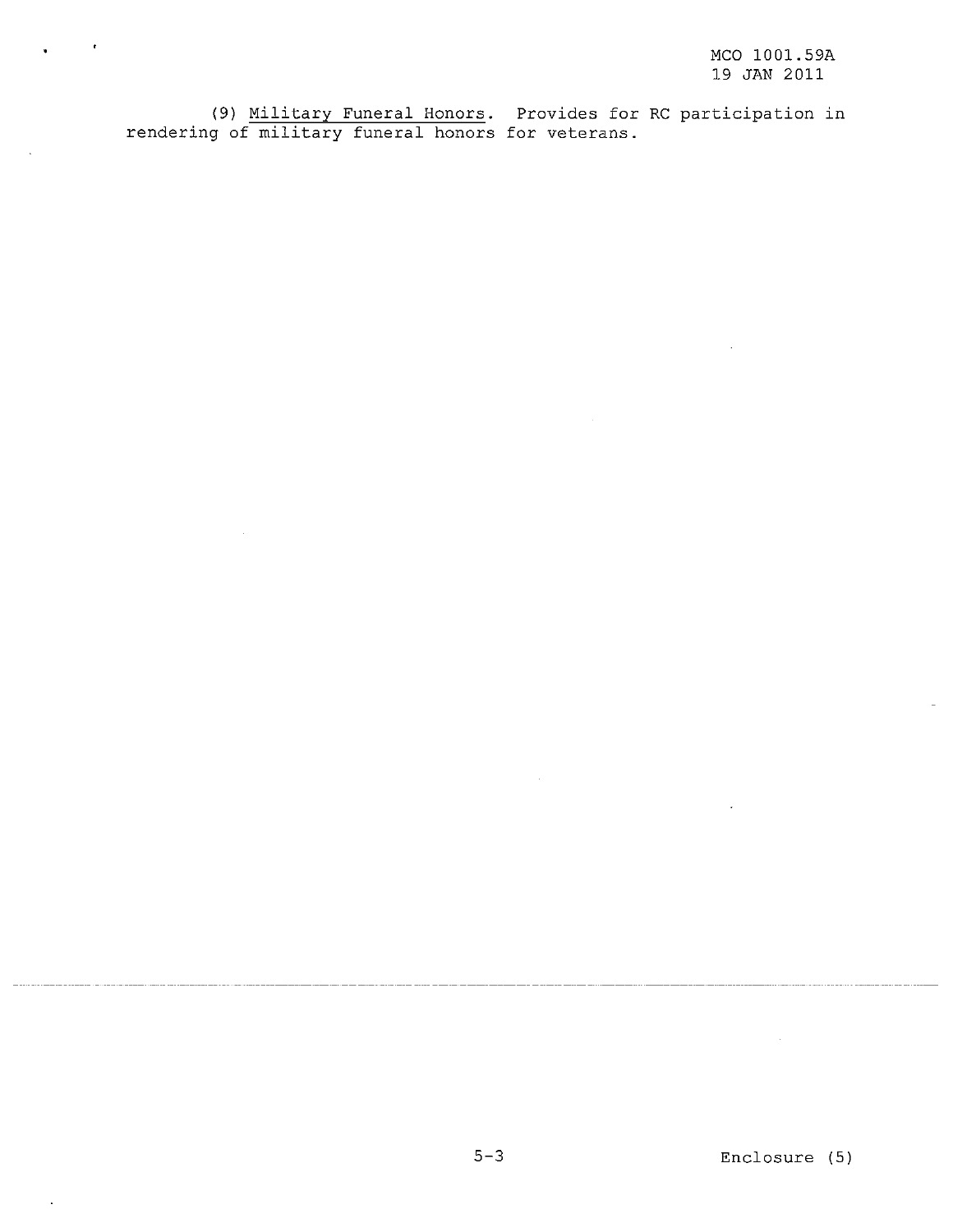(9) <u>Military Funeral Honors</u>. Provides for RC participation in rendering of military funeral honors for veterans.